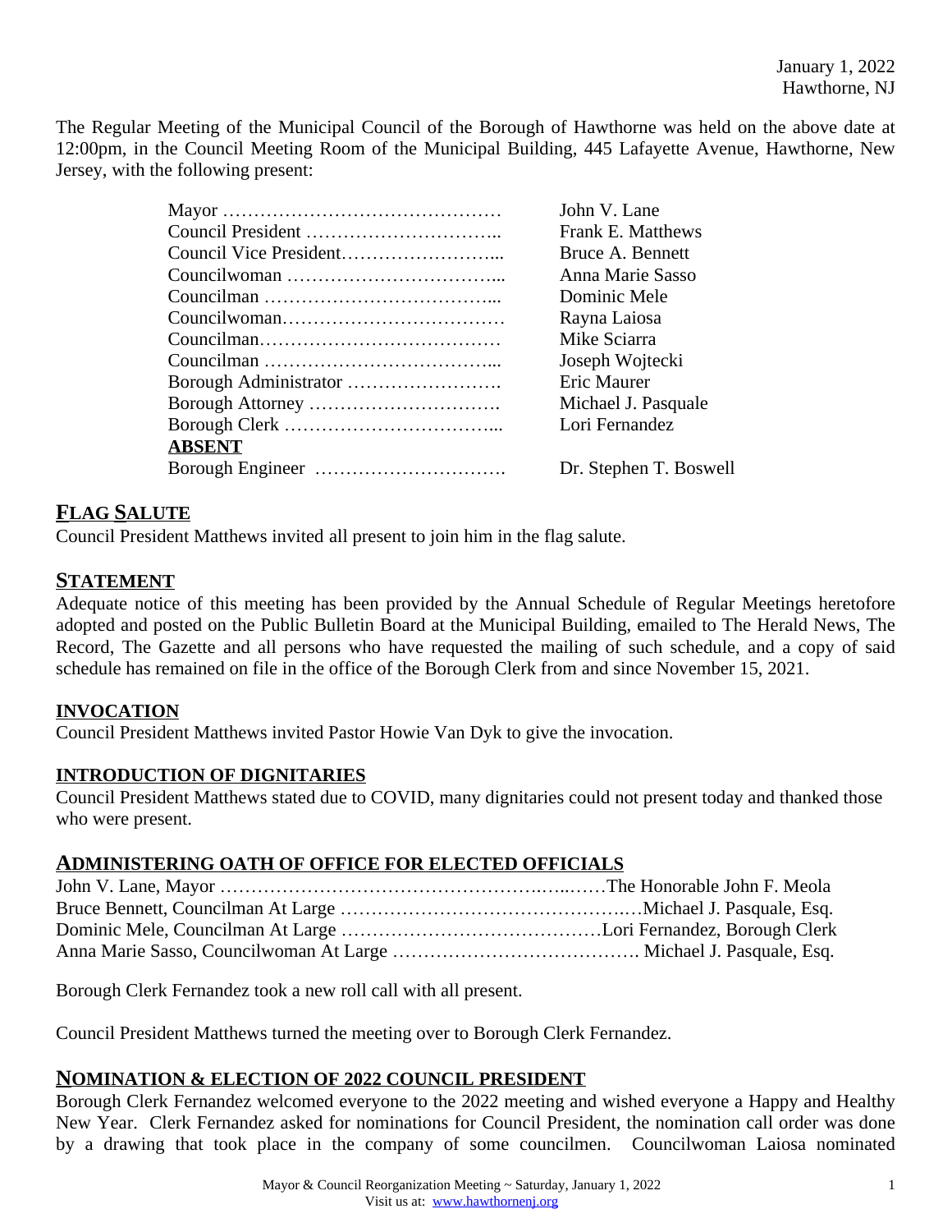January 1, 2022
Hawthorne, NJ

The Regular Meeting of the Municipal Council of the Borough of Hawthorne was held on the above date at 12:00pm, in the Council Meeting Room of the Municipal Building, 445 Lafayette Avenue, Hawthorne, New Jersey, with the following present:

| | |
|---|---|
| Mayor ……………………………………… | John V. Lane |
| Council President ………………………….. | Frank E. Matthews |
| Council Vice President……………………... | Bruce A. Bennett |
| Councilwoman ……………………………... | Anna Marie Sasso |
| Councilman ………………………………... | Dominic Mele |
| Councilwoman……………………………… | Rayna Laiosa |
| Councilman………………………………… | Mike Sciarra |
| Councilman ………………………………... | Joseph Wojtecki |
| Borough Administrator ……………………. | Eric Maurer |
| Borough Attorney …………………………. | Michael J. Pasquale |
| Borough Clerk ……………………………... | Lori Fernandez |
| **ABSENT** | |
| Borough Engineer …………………………. | Dr. Stephen T. Boswell |

## FLAG SALUTE

Council President Matthews invited all present to join him in the flag salute.

## STATEMENT

Adequate notice of this meeting has been provided by the Annual Schedule of Regular Meetings heretofore adopted and posted on the Public Bulletin Board at the Municipal Building, emailed to The Herald News, The Record, The Gazette and all persons who have requested the mailing of such schedule, and a copy of said schedule has remained on file in the office of the Borough Clerk from and since November 15, 2021.

## INVOCATION

Council President Matthews invited Pastor Howie Van Dyk to give the invocation.

## INTRODUCTION OF DIGNITARIES

Council President Matthews stated due to COVID, many dignitaries could not present today and thanked those who were present.

## ADMINISTERING OATH OF OFFICE FOR ELECTED OFFICIALS

John V. Lane, Mayor ……………………………………………..…..……The Honorable John F. Meola
Bruce Bennett, Councilman At Large ………………………………………..…Michael J. Pasquale, Esq.
Dominic Mele, Councilman At Large ……………………………………Lori Fernandez, Borough Clerk
Anna Marie Sasso, Councilwoman At Large …………………………………. Michael J. Pasquale, Esq.

Borough Clerk Fernandez took a new roll call with all present.

Council President Matthews turned the meeting over to Borough Clerk Fernandez.

## NOMINATION & ELECTION OF 2022 COUNCIL PRESIDENT

Borough Clerk Fernandez welcomed everyone to the 2022 meeting and wished everyone a Happy and Healthy New Year. Clerk Fernandez asked for nominations for Council President, the nomination call order was done by a drawing that took place in the company of some councilmen. Councilwoman Laiosa nominated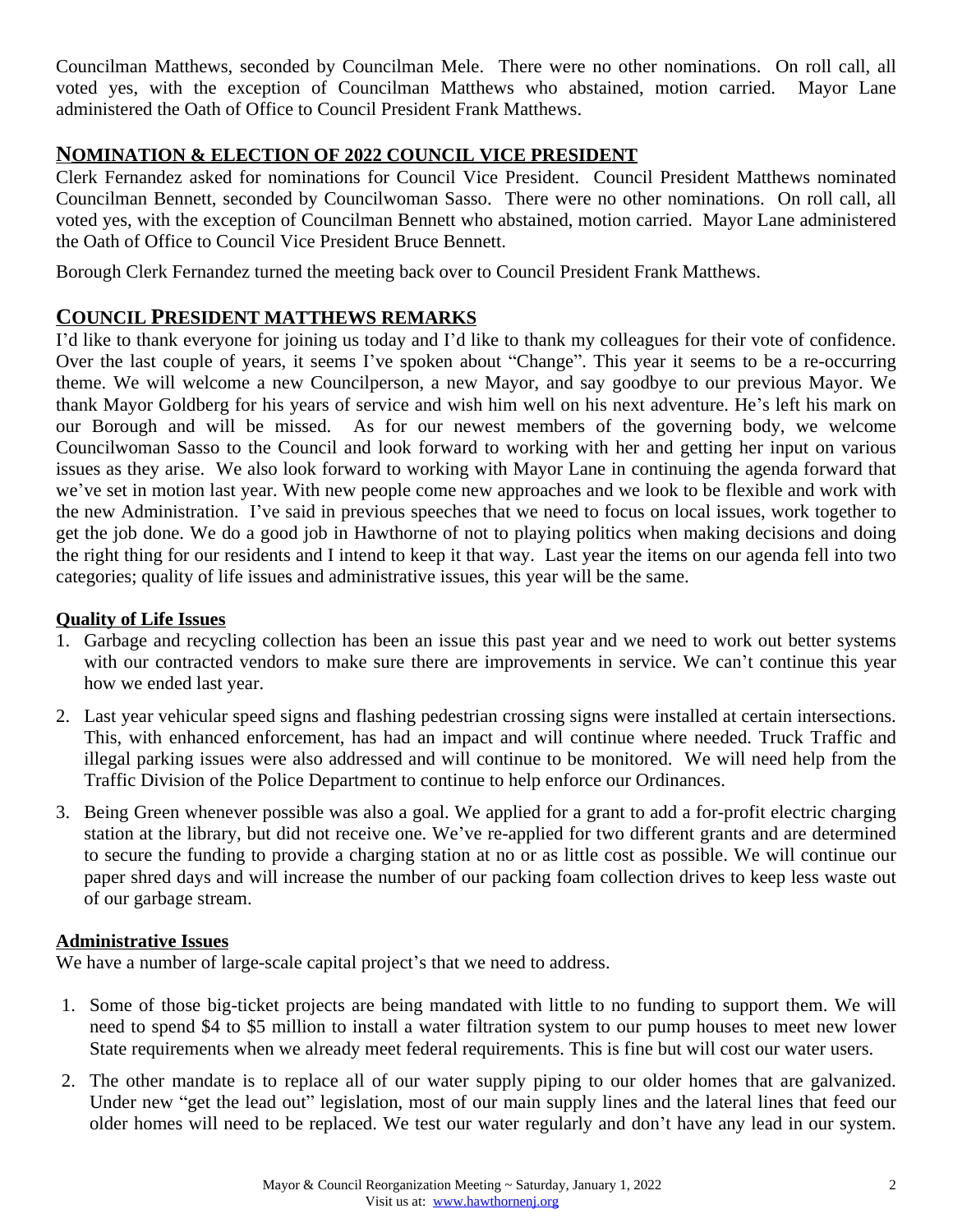Councilman Matthews, seconded by Councilman Mele. There were no other nominations. On roll call, all voted yes, with the exception of Councilman Matthews who abstained, motion carried. Mayor Lane administered the Oath of Office to Council President Frank Matthews.

## NOMINATION & ELECTION OF 2022 COUNCIL VICE PRESIDENT

Clerk Fernandez asked for nominations for Council Vice President. Council President Matthews nominated Councilman Bennett, seconded by Councilwoman Sasso. There were no other nominations. On roll call, all voted yes, with the exception of Councilman Bennett who abstained, motion carried. Mayor Lane administered the Oath of Office to Council Vice President Bruce Bennett.

Borough Clerk Fernandez turned the meeting back over to Council President Frank Matthews.

## COUNCIL PRESIDENT MATTHEWS REMARKS

I'd like to thank everyone for joining us today and I'd like to thank my colleagues for their vote of confidence. Over the last couple of years, it seems I've spoken about "Change". This year it seems to be a re-occurring theme. We will welcome a new Councilperson, a new Mayor, and say goodbye to our previous Mayor. We thank Mayor Goldberg for his years of service and wish him well on his next adventure. He's left his mark on our Borough and will be missed. As for our newest members of the governing body, we welcome Councilwoman Sasso to the Council and look forward to working with her and getting her input on various issues as they arise. We also look forward to working with Mayor Lane in continuing the agenda forward that we've set in motion last year. With new people come new approaches and we look to be flexible and work with the new Administration. I've said in previous speeches that we need to focus on local issues, work together to get the job done. We do a good job in Hawthorne of not to playing politics when making decisions and doing the right thing for our residents and I intend to keep it that way. Last year the items on our agenda fell into two categories; quality of life issues and administrative issues, this year will be the same.

**Quality of Life Issues**

1. Garbage and recycling collection has been an issue this past year and we need to work out better systems with our contracted vendors to make sure there are improvements in service. We can't continue this year how we ended last year.
2. Last year vehicular speed signs and flashing pedestrian crossing signs were installed at certain intersections. This, with enhanced enforcement, has had an impact and will continue where needed. Truck Traffic and illegal parking issues were also addressed and will continue to be monitored. We will need help from the Traffic Division of the Police Department to continue to help enforce our Ordinances.
3. Being Green whenever possible was also a goal. We applied for a grant to add a for-profit electric charging station at the library, but did not receive one. We've re-applied for two different grants and are determined to secure the funding to provide a charging station at no or as little cost as possible. We will continue our paper shred days and will increase the number of our packing foam collection drives to keep less waste out of our garbage stream.

**Administrative Issues**

We have a number of large-scale capital project's that we need to address.

1. Some of those big-ticket projects are being mandated with little to no funding to support them. We will need to spend $4 to $5 million to install a water filtration system to our pump houses to meet new lower State requirements when we already meet federal requirements. This is fine but will cost our water users.
2. The other mandate is to replace all of our water supply piping to our older homes that are galvanized. Under new "get the lead out" legislation, most of our main supply lines and the lateral lines that feed our older homes will need to be replaced. We test our water regularly and don't have any lead in our system.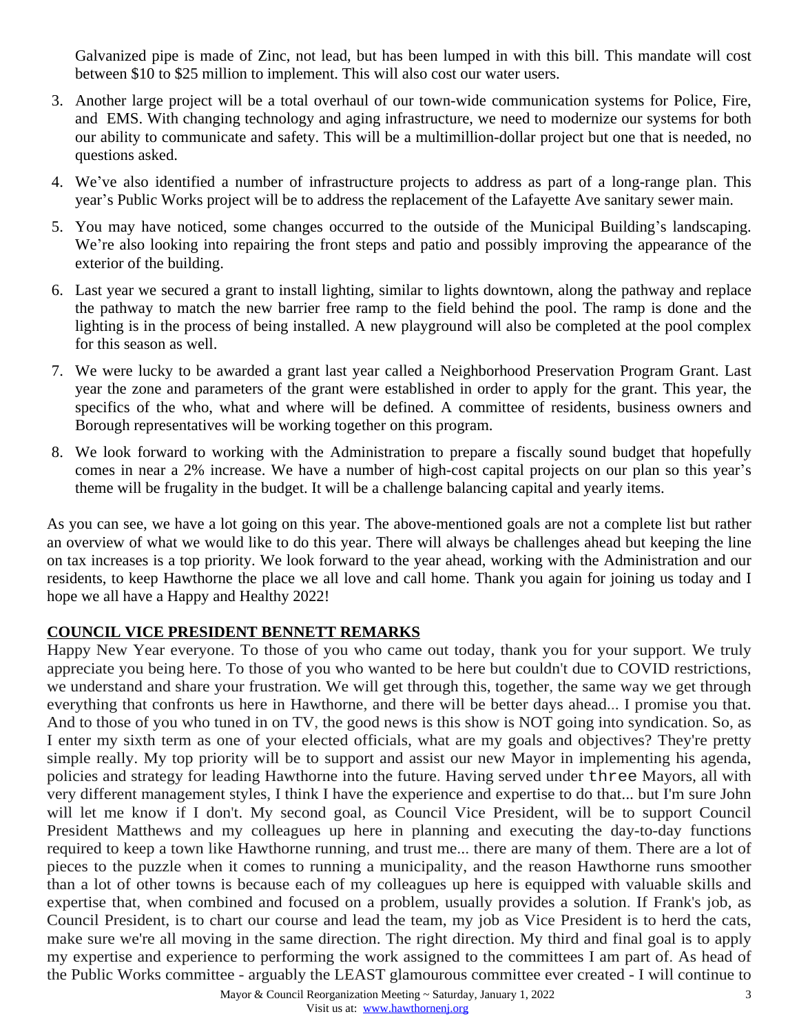Galvanized pipe is made of Zinc, not lead, but has been lumped in with this bill. This mandate will cost between $10 to $25 million to implement. This will also cost our water users.

3. Another large project will be a total overhaul of our town-wide communication systems for Police, Fire, and EMS. With changing technology and aging infrastructure, we need to modernize our systems for both our ability to communicate and safety. This will be a multimillion-dollar project but one that is needed, no questions asked.
4. We've also identified a number of infrastructure projects to address as part of a long-range plan. This year's Public Works project will be to address the replacement of the Lafayette Ave sanitary sewer main.
5. You may have noticed, some changes occurred to the outside of the Municipal Building's landscaping. We're also looking into repairing the front steps and patio and possibly improving the appearance of the exterior of the building.
6. Last year we secured a grant to install lighting, similar to lights downtown, along the pathway and replace the pathway to match the new barrier free ramp to the field behind the pool. The ramp is done and the lighting is in the process of being installed. A new playground will also be completed at the pool complex for this season as well.
7. We were lucky to be awarded a grant last year called a Neighborhood Preservation Program Grant. Last year the zone and parameters of the grant were established in order to apply for the grant. This year, the specifics of the who, what and where will be defined. A committee of residents, business owners and Borough representatives will be working together on this program.
8. We look forward to working with the Administration to prepare a fiscally sound budget that hopefully comes in near a 2% increase. We have a number of high-cost capital projects on our plan so this year's theme will be frugality in the budget. It will be a challenge balancing capital and yearly items.

As you can see, we have a lot going on this year. The above-mentioned goals are not a complete list but rather an overview of what we would like to do this year. There will always be challenges ahead but keeping the line on tax increases is a top priority. We look forward to the year ahead, working with the Administration and our residents, to keep Hawthorne the place we all love and call home. Thank you again for joining us today and I hope we all have a Happy and Healthy 2022!

## COUNCIL VICE PRESIDENT BENNETT REMARKS

Happy New Year everyone. To those of you who came out today, thank you for your support. We truly appreciate you being here. To those of you who wanted to be here but couldn't due to COVID restrictions, we understand and share your frustration. We will get through this, together, the same way we get through everything that confronts us here in Hawthorne, and there will be better days ahead... I promise you that. And to those of you who tuned in on TV, the good news is this show is NOT going into syndication. So, as I enter my sixth term as one of your elected officials, what are my goals and objectives? They're pretty simple really. My top priority will be to support and assist our new Mayor in implementing his agenda, policies and strategy for leading Hawthorne into the future. Having served under three Mayors, all with very different management styles, I think I have the experience and expertise to do that... but I'm sure John will let me know if I don't. My second goal, as Council Vice President, will be to support Council President Matthews and my colleagues up here in planning and executing the day-to-day functions required to keep a town like Hawthorne running, and trust me... there are many of them. There are a lot of pieces to the puzzle when it comes to running a municipality, and the reason Hawthorne runs smoother than a lot of other towns is because each of my colleagues up here is equipped with valuable skills and expertise that, when combined and focused on a problem, usually provides a solution. If Frank's job, as Council President, is to chart our course and lead the team, my job as Vice President is to herd the cats, make sure we're all moving in the same direction. The right direction. My third and final goal is to apply my expertise and experience to performing the work assigned to the committees I am part of. As head of the Public Works committee - arguably the LEAST glamourous committee ever created - I will continue to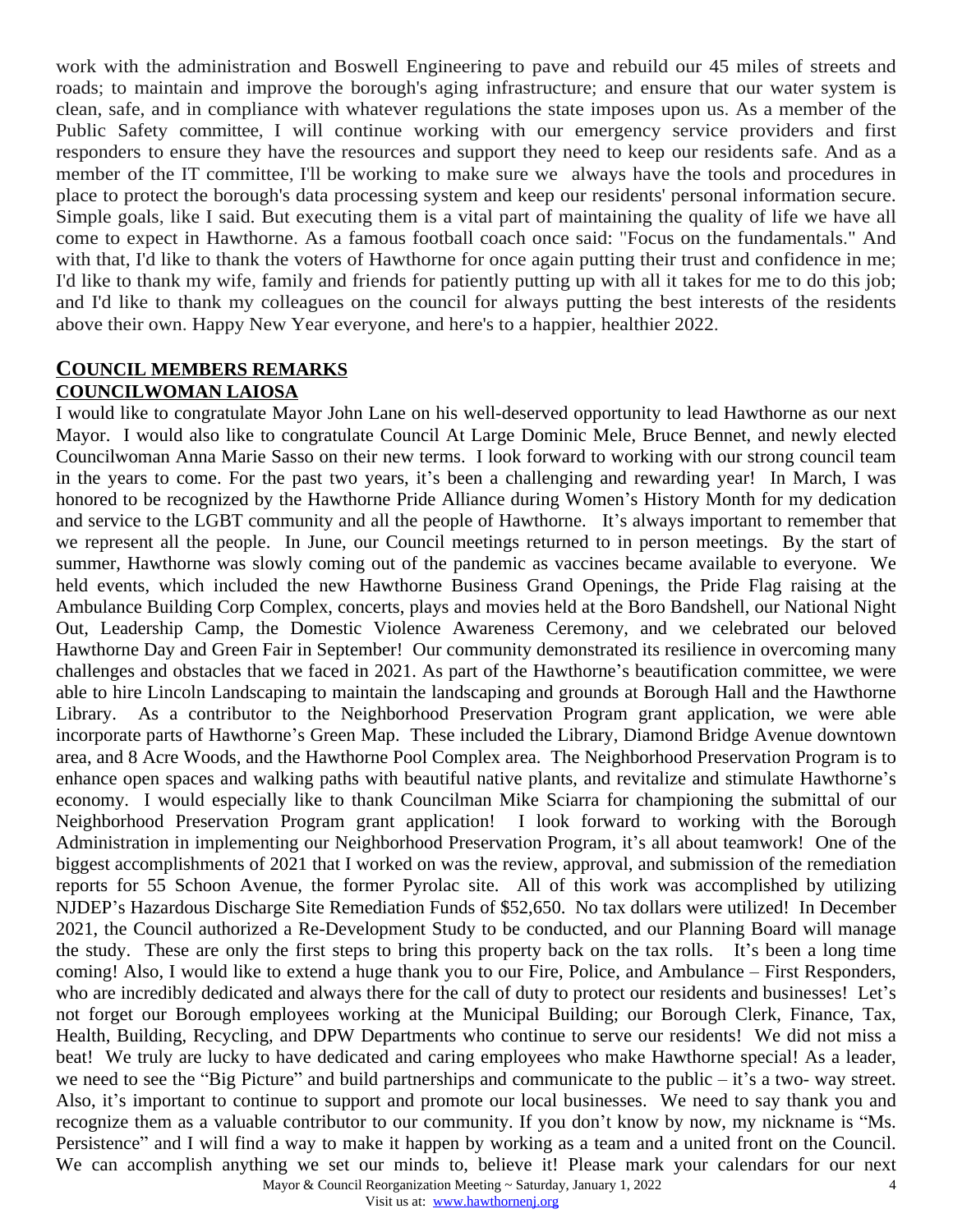work with the administration and Boswell Engineering to pave and rebuild our 45 miles of streets and roads; to maintain and improve the borough's aging infrastructure; and ensure that our water system is clean, safe, and in compliance with whatever regulations the state imposes upon us. As a member of the Public Safety committee, I will continue working with our emergency service providers and first responders to ensure they have the resources and support they need to keep our residents safe. And as a member of the IT committee, I'll be working to make sure we always have the tools and procedures in place to protect the borough's data processing system and keep our residents' personal information secure. Simple goals, like I said. But executing them is a vital part of maintaining the quality of life we have all come to expect in Hawthorne. As a famous football coach once said: "Focus on the fundamentals." And with that, I'd like to thank the voters of Hawthorne for once again putting their trust and confidence in me; I'd like to thank my wife, family and friends for patiently putting up with all it takes for me to do this job; and I'd like to thank my colleagues on the council for always putting the best interests of the residents above their own. Happy New Year everyone, and here's to a happier, healthier 2022.

## COUNCIL MEMBERS REMARKS

### COUNCILWOMAN LAIOSA

I would like to congratulate Mayor John Lane on his well-deserved opportunity to lead Hawthorne as our next Mayor. I would also like to congratulate Council At Large Dominic Mele, Bruce Bennet, and newly elected Councilwoman Anna Marie Sasso on their new terms. I look forward to working with our strong council team in the years to come. For the past two years, it's been a challenging and rewarding year! In March, I was honored to be recognized by the Hawthorne Pride Alliance during Women's History Month for my dedication and service to the LGBT community and all the people of Hawthorne. It's always important to remember that we represent all the people. In June, our Council meetings returned to in person meetings. By the start of summer, Hawthorne was slowly coming out of the pandemic as vaccines became available to everyone. We held events, which included the new Hawthorne Business Grand Openings, the Pride Flag raising at the Ambulance Building Corp Complex, concerts, plays and movies held at the Boro Bandshell, our National Night Out, Leadership Camp, the Domestic Violence Awareness Ceremony, and we celebrated our beloved Hawthorne Day and Green Fair in September! Our community demonstrated its resilience in overcoming many challenges and obstacles that we faced in 2021. As part of the Hawthorne's beautification committee, we were able to hire Lincoln Landscaping to maintain the landscaping and grounds at Borough Hall and the Hawthorne Library. As a contributor to the Neighborhood Preservation Program grant application, we were able incorporate parts of Hawthorne's Green Map. These included the Library, Diamond Bridge Avenue downtown area, and 8 Acre Woods, and the Hawthorne Pool Complex area. The Neighborhood Preservation Program is to enhance open spaces and walking paths with beautiful native plants, and revitalize and stimulate Hawthorne's economy. I would especially like to thank Councilman Mike Sciarra for championing the submittal of our Neighborhood Preservation Program grant application! I look forward to working with the Borough Administration in implementing our Neighborhood Preservation Program, it's all about teamwork! One of the biggest accomplishments of 2021 that I worked on was the review, approval, and submission of the remediation reports for 55 Schoon Avenue, the former Pyrolac site. All of this work was accomplished by utilizing NJDEP's Hazardous Discharge Site Remediation Funds of $52,650. No tax dollars were utilized! In December 2021, the Council authorized a Re-Development Study to be conducted, and our Planning Board will manage the study. These are only the first steps to bring this property back on the tax rolls. It's been a long time coming! Also, I would like to extend a huge thank you to our Fire, Police, and Ambulance – First Responders, who are incredibly dedicated and always there for the call of duty to protect our residents and businesses! Let's not forget our Borough employees working at the Municipal Building; our Borough Clerk, Finance, Tax, Health, Building, Recycling, and DPW Departments who continue to serve our residents! We did not miss a beat! We truly are lucky to have dedicated and caring employees who make Hawthorne special! As a leader, we need to see the "Big Picture" and build partnerships and communicate to the public – it's a two- way street. Also, it's important to continue to support and promote our local businesses. We need to say thank you and recognize them as a valuable contributor to our community. If you don't know by now, my nickname is "Ms. Persistence" and I will find a way to make it happen by working as a team and a united front on the Council. We can accomplish anything we set our minds to, believe it! Please mark your calendars for our next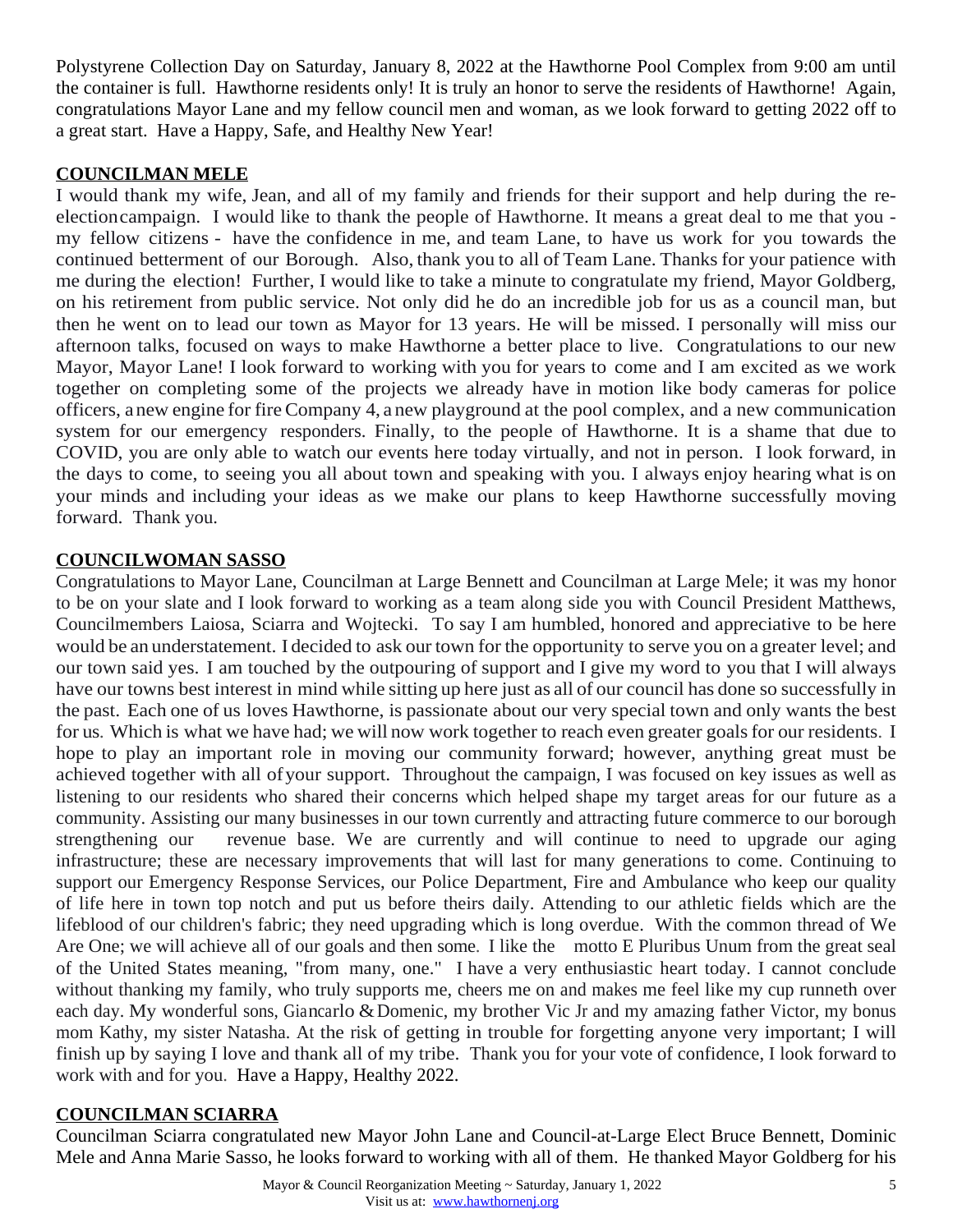Polystyrene Collection Day on Saturday, January 8, 2022 at the Hawthorne Pool Complex from 9:00 am until the container is full. Hawthorne residents only! It is truly an honor to serve the residents of Hawthorne! Again, congratulations Mayor Lane and my fellow council men and woman, as we look forward to getting 2022 off to a great start. Have a Happy, Safe, and Healthy New Year!

**COUNCILMAN MELE**

I would thank my wife, Jean, and all of my family and friends for their support and help during the re-electioncampaign. I would like to thank the people of Hawthorne. It means a great deal to me that you - my fellow citizens - have the confidence in me, and team Lane, to have us work for you towards the continued betterment of our Borough. Also, thank you to all of Team Lane. Thanks for your patience with me during the election! Further, I would like to take a minute to congratulate my friend, Mayor Goldberg, on his retirement from public service. Not only did he do an incredible job for us as a council man, but then he went on to lead our town as Mayor for 13 years. He will be missed. I personally will miss our afternoon talks, focused on ways to make Hawthorne a better place to live. Congratulations to our new Mayor, Mayor Lane! I look forward to working with you for years to come and I am excited as we work together on completing some of the projects we already have in motion like body cameras for police officers, a new engine for fire Company 4, a new playground at the pool complex, and a new communication system for our emergency responders. Finally, to the people of Hawthorne. It is a shame that due to COVID, you are only able to watch our events here today virtually, and not in person. I look forward, in the days to come, to seeing you all about town and speaking with you. I always enjoy hearing what is on your minds and including your ideas as we make our plans to keep Hawthorne successfully moving forward. Thank you.

**COUNCILWOMAN SASSO**

Congratulations to Mayor Lane, Councilman at Large Bennett and Councilman at Large Mele; it was my honor to be on your slate and I look forward to working as a team along side you with Council President Matthews, Councilmembers Laiosa, Sciarra and Wojtecki. To say I am humbled, honored and appreciative to be here would be an understatement. I decided to ask our town for the opportunity to serve you on a greater level; and our town said yes. I am touched by the outpouring of support and I give my word to you that I will always have our towns best interest in mind while sitting up here just as all of our council has done so successfully in the past. Each one of us loves Hawthorne, is passionate about our very special town and only wants the best for us. Which is what we have had; we will now work together to reach even greater goals for our residents. I hope to play an important role in moving our community forward; however, anything great must be achieved together with all of your support. Throughout the campaign, I was focused on key issues as well as listening to our residents who shared their concerns which helped shape my target areas for our future as a community. Assisting our many businesses in our town currently and attracting future commerce to our borough strengthening our revenue base. We are currently and will continue to need to upgrade our aging infrastructure; these are necessary improvements that will last for many generations to come. Continuing to support our Emergency Response Services, our Police Department, Fire and Ambulance who keep our quality of life here in town top notch and put us before theirs daily. Attending to our athletic fields which are the lifeblood of our children's fabric; they need upgrading which is long overdue. With the common thread of We Are One; we will achieve all of our goals and then some. I like the motto E Pluribus Unum from the great seal of the United States meaning, "from many, one." I have a very enthusiastic heart today. I cannot conclude without thanking my family, who truly supports me, cheers me on and makes me feel like my cup runneth over each day. My wonderful sons, Giancarlo & Domenic, my brother Vic Jr and my amazing father Victor, my bonus mom Kathy, my sister Natasha. At the risk of getting in trouble for forgetting anyone very important; I will finish up by saying I love and thank all of my tribe. Thank you for your vote of confidence, I look forward to work with and for you. Have a Happy, Healthy 2022.

**COUNCILMAN SCIARRA**

Councilman Sciarra congratulated new Mayor John Lane and Council-at-Large Elect Bruce Bennett, Dominic Mele and Anna Marie Sasso, he looks forward to working with all of them. He thanked Mayor Goldberg for his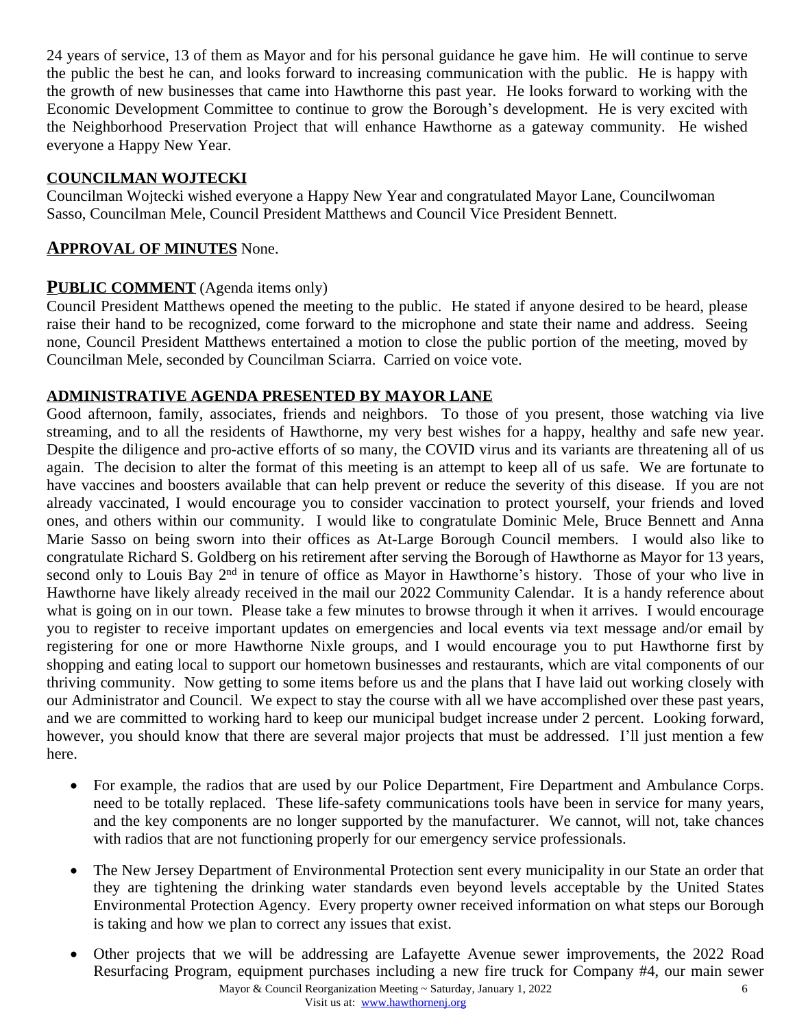24 years of service, 13 of them as Mayor and for his personal guidance he gave him. He will continue to serve the public the best he can, and looks forward to increasing communication with the public. He is happy with the growth of new businesses that came into Hawthorne this past year. He looks forward to working with the Economic Development Committee to continue to grow the Borough's development. He is very excited with the Neighborhood Preservation Project that will enhance Hawthorne as a gateway community. He wished everyone a Happy New Year.

**COUNCILMAN WOJTECKI**

Councilman Wojtecki wished everyone a Happy New Year and congratulated Mayor Lane, Councilwoman Sasso, Councilman Mele, Council President Matthews and Council Vice President Bennett.

**APPROVAL OF MINUTES** None.

**PUBLIC COMMENT** (Agenda items only)

Council President Matthews opened the meeting to the public. He stated if anyone desired to be heard, please raise their hand to be recognized, come forward to the microphone and state their name and address. Seeing none, Council President Matthews entertained a motion to close the public portion of the meeting, moved by Councilman Mele, seconded by Councilman Sciarra. Carried on voice vote.

**ADMINISTRATIVE AGENDA PRESENTED BY MAYOR LANE**

Good afternoon, family, associates, friends and neighbors. To those of you present, those watching via live streaming, and to all the residents of Hawthorne, my very best wishes for a happy, healthy and safe new year. Despite the diligence and pro-active efforts of so many, the COVID virus and its variants are threatening all of us again. The decision to alter the format of this meeting is an attempt to keep all of us safe. We are fortunate to have vaccines and boosters available that can help prevent or reduce the severity of this disease. If you are not already vaccinated, I would encourage you to consider vaccination to protect yourself, your friends and loved ones, and others within our community. I would like to congratulate Dominic Mele, Bruce Bennett and Anna Marie Sasso on being sworn into their offices as At-Large Borough Council members. I would also like to congratulate Richard S. Goldberg on his retirement after serving the Borough of Hawthorne as Mayor for 13 years, second only to Louis Bay 2nd in tenure of office as Mayor in Hawthorne's history. Those of your who live in Hawthorne have likely already received in the mail our 2022 Community Calendar. It is a handy reference about what is going on in our town. Please take a few minutes to browse through it when it arrives. I would encourage you to register to receive important updates on emergencies and local events via text message and/or email by registering for one or more Hawthorne Nixle groups, and I would encourage you to put Hawthorne first by shopping and eating local to support our hometown businesses and restaurants, which are vital components of our thriving community. Now getting to some items before us and the plans that I have laid out working closely with our Administrator and Council. We expect to stay the course with all we have accomplished over these past years, and we are committed to working hard to keep our municipal budget increase under 2 percent. Looking forward, however, you should know that there are several major projects that must be addressed. I'll just mention a few here.

- For example, the radios that are used by our Police Department, Fire Department and Ambulance Corps. need to be totally replaced. These life-safety communications tools have been in service for many years, and the key components are no longer supported by the manufacturer. We cannot, will not, take chances with radios that are not functioning properly for our emergency service professionals.

- The New Jersey Department of Environmental Protection sent every municipality in our State an order that they are tightening the drinking water standards even beyond levels acceptable by the United States Environmental Protection Agency. Every property owner received information on what steps our Borough is taking and how we plan to correct any issues that exist.

- Other projects that we will be addressing are Lafayette Avenue sewer improvements, the 2022 Road Resurfacing Program, equipment purchases including a new fire truck for Company #4, our main sewer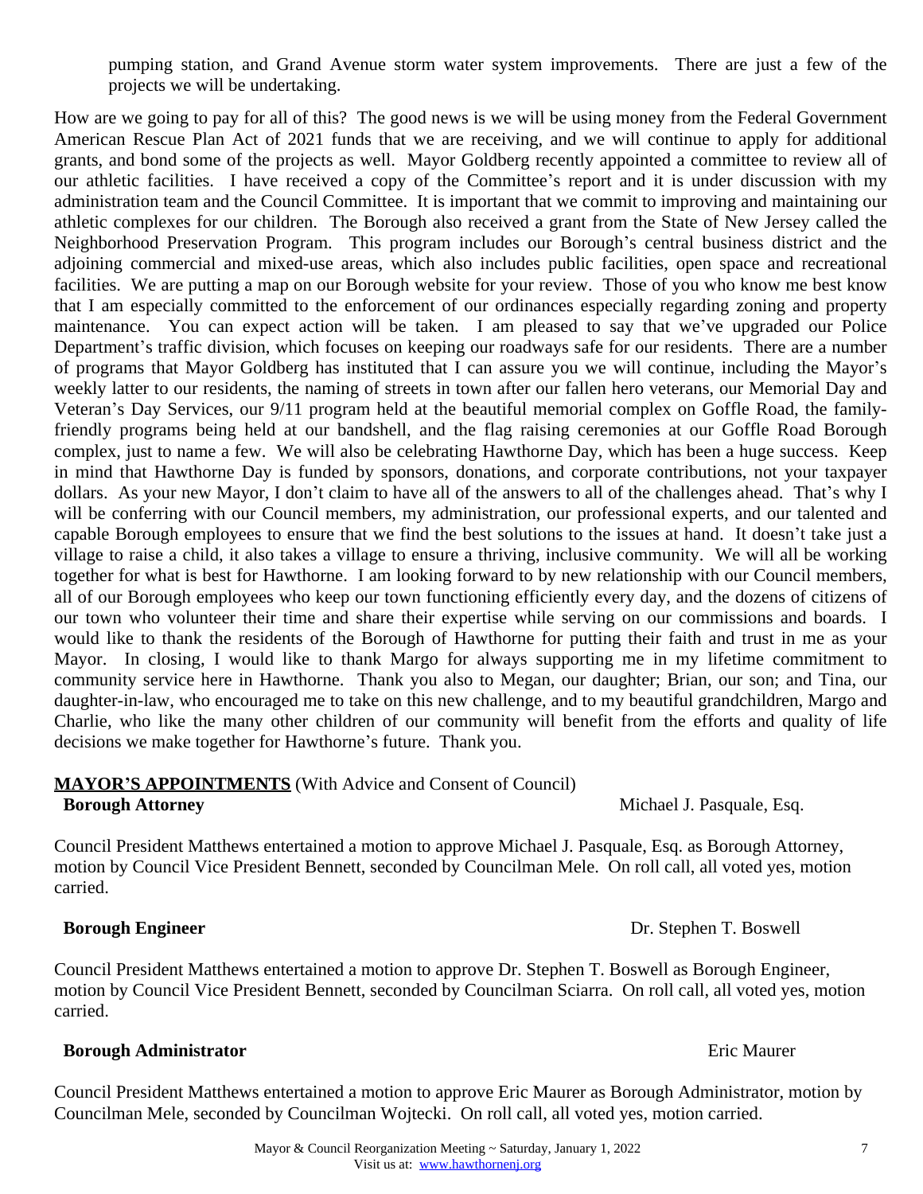pumping station, and Grand Avenue storm water system improvements. There are just a few of the projects we will be undertaking.

How are we going to pay for all of this? The good news is we will be using money from the Federal Government American Rescue Plan Act of 2021 funds that we are receiving, and we will continue to apply for additional grants, and bond some of the projects as well. Mayor Goldberg recently appointed a committee to review all of our athletic facilities. I have received a copy of the Committee's report and it is under discussion with my administration team and the Council Committee. It is important that we commit to improving and maintaining our athletic complexes for our children. The Borough also received a grant from the State of New Jersey called the Neighborhood Preservation Program. This program includes our Borough's central business district and the adjoining commercial and mixed-use areas, which also includes public facilities, open space and recreational facilities. We are putting a map on our Borough website for your review. Those of you who know me best know that I am especially committed to the enforcement of our ordinances especially regarding zoning and property maintenance. You can expect action will be taken. I am pleased to say that we've upgraded our Police Department's traffic division, which focuses on keeping our roadways safe for our residents. There are a number of programs that Mayor Goldberg has instituted that I can assure you we will continue, including the Mayor's weekly latter to our residents, the naming of streets in town after our fallen hero veterans, our Memorial Day and Veteran's Day Services, our 9/11 program held at the beautiful memorial complex on Goffle Road, the family-friendly programs being held at our bandshell, and the flag raising ceremonies at our Goffle Road Borough complex, just to name a few. We will also be celebrating Hawthorne Day, which has been a huge success. Keep in mind that Hawthorne Day is funded by sponsors, donations, and corporate contributions, not your taxpayer dollars. As your new Mayor, I don't claim to have all of the answers to all of the challenges ahead. That's why I will be conferring with our Council members, my administration, our professional experts, and our talented and capable Borough employees to ensure that we find the best solutions to the issues at hand. It doesn't take just a village to raise a child, it also takes a village to ensure a thriving, inclusive community. We will all be working together for what is best for Hawthorne. I am looking forward to by new relationship with our Council members, all of our Borough employees who keep our town functioning efficiently every day, and the dozens of citizens of our town who volunteer their time and share their expertise while serving on our commissions and boards. I would like to thank the residents of the Borough of Hawthorne for putting their faith and trust in me as your Mayor. In closing, I would like to thank Margo for always supporting me in my lifetime commitment to community service here in Hawthorne. Thank you also to Megan, our daughter; Brian, our son; and Tina, our daughter-in-law, who encouraged me to take on this new challenge, and to my beautiful grandchildren, Margo and Charlie, who like the many other children of our community will benefit from the efforts and quality of life decisions we make together for Hawthorne's future. Thank you.

**MAYOR'S APPOINTMENTS** (With Advice and Consent of Council)

**Borough Attorney** — Michael J. Pasquale, Esq.

Council President Matthews entertained a motion to approve Michael J. Pasquale, Esq. as Borough Attorney, motion by Council Vice President Bennett, seconded by Councilman Mele. On roll call, all voted yes, motion carried.

**Borough Engineer** — Dr. Stephen T. Boswell

Council President Matthews entertained a motion to approve Dr. Stephen T. Boswell as Borough Engineer, motion by Council Vice President Bennett, seconded by Councilman Sciarra. On roll call, all voted yes, motion carried.

**Borough Administrator** — Eric Maurer

Council President Matthews entertained a motion to approve Eric Maurer as Borough Administrator, motion by Councilman Mele, seconded by Councilman Wojtecki. On roll call, all voted yes, motion carried.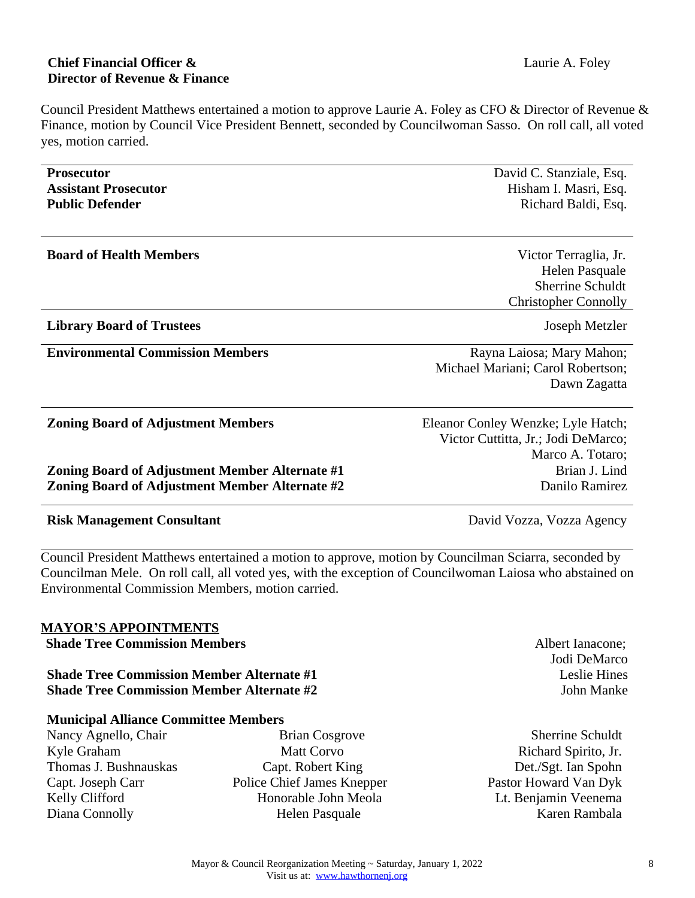**Chief Financial Officer & Director of Revenue & Finance** — Laurie A. Foley

Council President Matthews entertained a motion to approve Laurie A. Foley as CFO & Director of Revenue & Finance, motion by Council Vice President Bennett, seconded by Councilwoman Sasso. On roll call, all voted yes, motion carried.

---

| Position | Appointee |
|---|---|
| **Prosecutor** | David C. Stanziale, Esq. |
| **Assistant Prosecutor** | Hisham I. Masri, Esq. |
| **Public Defender** | Richard Baldi, Esq. |
| **Board of Health Members** | Victor Terraglia, Jr.; Helen Pasquale; Sherrine Schuldt; Christopher Connolly |
| **Library Board of Trustees** | Joseph Metzler |
| **Environmental Commission Members** | Rayna Laiosa; Mary Mahon; Michael Mariani; Carol Robertson; Dawn Zagatta |
| **Zoning Board of Adjustment Members** | Eleanor Conley Wenzke; Lyle Hatch; Victor Cuttitta, Jr.; Jodi DeMarco; Marco A. Totaro; |
| **Zoning Board of Adjustment Member Alternate #1** | Brian J. Lind |
| **Zoning Board of Adjustment Member Alternate #2** | Danilo Ramirez |
| **Risk Management Consultant** | David Vozza, Vozza Agency |

Council President Matthews entertained a motion to approve, motion by Councilman Sciarra, seconded by Councilman Mele. On roll call, all voted yes, with the exception of Councilwoman Laiosa who abstained on Environmental Commission Members, motion carried.

## MAYOR'S APPOINTMENTS

| Position | Appointee |
|---|---|
| **Shade Tree Commission Members** | Albert Ianacone; Jodi DeMarco |
| **Shade Tree Commission Member Alternate #1** | Leslie Hines |
| **Shade Tree Commission Member Alternate #2** | John Manke |

**Municipal Alliance Committee Members**

| | | |
|---|---|---|
| Nancy Agnello, Chair | Brian Cosgrove | Sherrine Schuldt |
| Kyle Graham | Matt Corvo | Richard Spirito, Jr. |
| Thomas J. Bushnauskas | Capt. Robert King | Det./Sgt. Ian Spohn |
| Capt. Joseph Carr | Police Chief James Knepper | Pastor Howard Van Dyk |
| Kelly Clifford | Honorable John Meola | Lt. Benjamin Veenema |
| Diana Connolly | Helen Pasquale | Karen Rambala |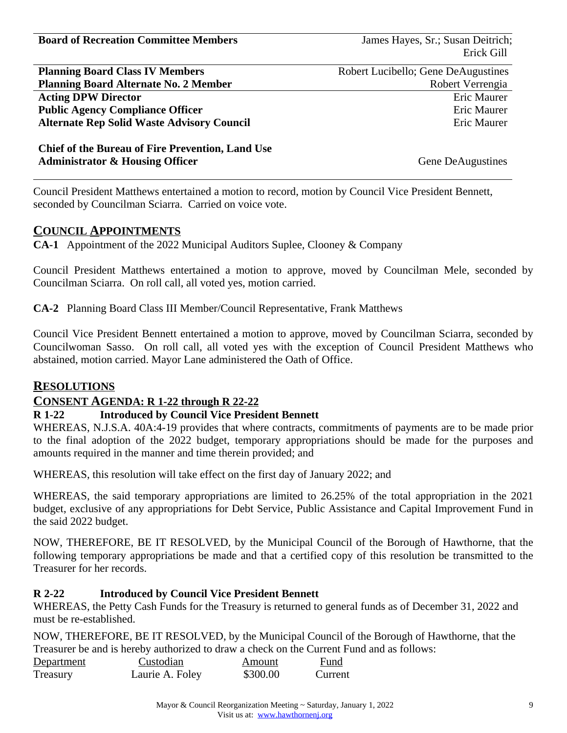| | |
|---|---|
| **Board of Recreation Committee Members** | James Hayes, Sr.; Susan Deitrich; Erick Gill |
| **Planning Board Class IV Members** | Robert Lucibello; Gene DeAugustines |
| **Planning Board Alternate No. 2 Member** | Robert Verrengia |
| **Acting DPW Director** | Eric Maurer |
| **Public Agency Compliance Officer** | Eric Maurer |
| **Alternate Rep Solid Waste Advisory Council** | Eric Maurer |
| **Chief of the Bureau of Fire Prevention, Land Use Administrator & Housing Officer** | Gene DeAugustines |

Council President Matthews entertained a motion to record, motion by Council Vice President Bennett, seconded by Councilman Sciarra. Carried on voice vote.

## COUNCIL APPOINTMENTS

**CA-1** Appointment of the 2022 Municipal Auditors Suplee, Clooney & Company

Council President Matthews entertained a motion to approve, moved by Councilman Mele, seconded by Councilman Sciarra. On roll call, all voted yes, motion carried.

**CA-2** Planning Board Class III Member/Council Representative, Frank Matthews

Council Vice President Bennett entertained a motion to approve, moved by Councilman Sciarra, seconded by Councilwoman Sasso. On roll call, all voted yes with the exception of Council President Matthews who abstained, motion carried. Mayor Lane administered the Oath of Office.

## RESOLUTIONS

### CONSENT AGENDA: R 1-22 through R 22-22

**R 1-22 Introduced by Council Vice President Bennett**

WHEREAS, N.J.S.A. 40A:4-19 provides that where contracts, commitments of payments are to be made prior to the final adoption of the 2022 budget, temporary appropriations should be made for the purposes and amounts required in the manner and time therein provided; and

WHEREAS, this resolution will take effect on the first day of January 2022; and

WHEREAS, the said temporary appropriations are limited to 26.25% of the total appropriation in the 2021 budget, exclusive of any appropriations for Debt Service, Public Assistance and Capital Improvement Fund in the said 2022 budget.

NOW, THEREFORE, BE IT RESOLVED, by the Municipal Council of the Borough of Hawthorne, that the following temporary appropriations be made and that a certified copy of this resolution be transmitted to the Treasurer for her records.

**R 2-22 Introduced by Council Vice President Bennett**

WHEREAS, the Petty Cash Funds for the Treasury is returned to general funds as of December 31, 2022 and must be re-established.

NOW, THEREFORE, BE IT RESOLVED, by the Municipal Council of the Borough of Hawthorne, that the Treasurer be and is hereby authorized to draw a check on the Current Fund and as follows:

| Department | Custodian | Amount | Fund |
|---|---|---|---|
| Treasury | Laurie A. Foley | $300.00 | Current |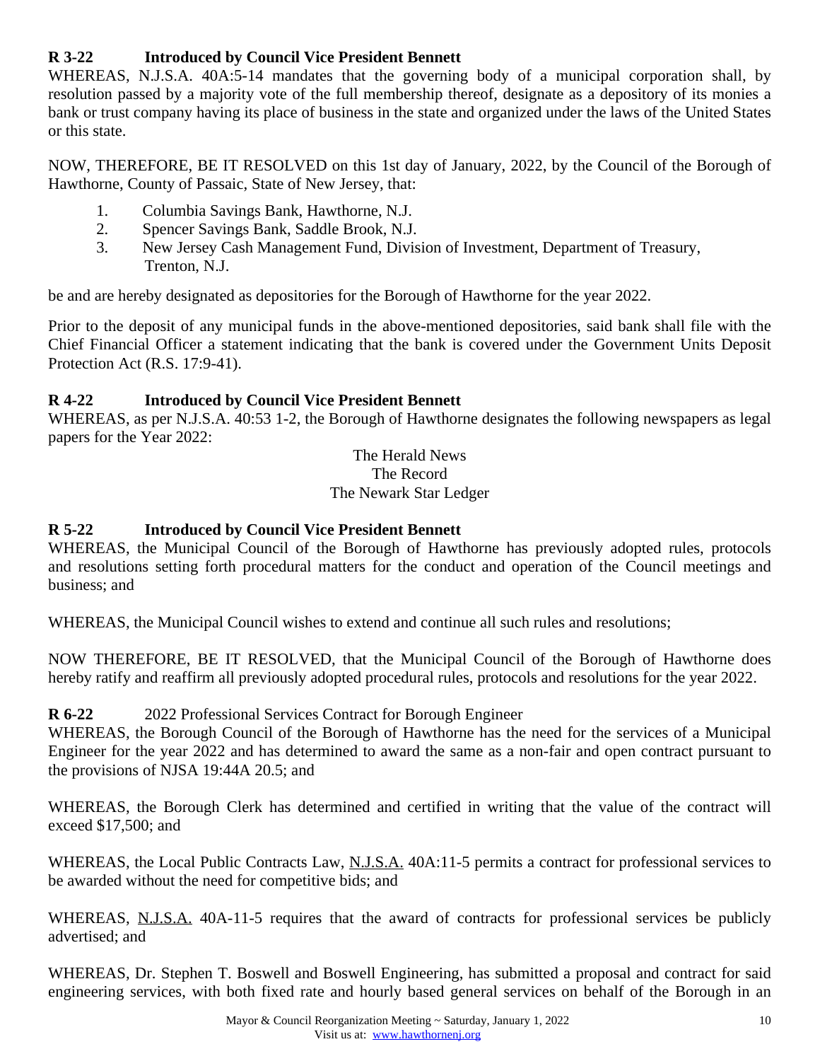**R 3-22 Introduced by Council Vice President Bennett**
WHEREAS, N.J.S.A. 40A:5-14 mandates that the governing body of a municipal corporation shall, by resolution passed by a majority vote of the full membership thereof, designate as a depository of its monies a bank or trust company having its place of business in the state and organized under the laws of the United States or this state.

NOW, THEREFORE, BE IT RESOLVED on this 1st day of January, 2022, by the Council of the Borough of Hawthorne, County of Passaic, State of New Jersey, that:

1. Columbia Savings Bank, Hawthorne, N.J.
2. Spencer Savings Bank, Saddle Brook, N.J.
3. New Jersey Cash Management Fund, Division of Investment, Department of Treasury, Trenton, N.J.

be and are hereby designated as depositories for the Borough of Hawthorne for the year 2022.

Prior to the deposit of any municipal funds in the above-mentioned depositories, said bank shall file with the Chief Financial Officer a statement indicating that the bank is covered under the Government Units Deposit Protection Act (R.S. 17:9-41).

**R 4-22 Introduced by Council Vice President Bennett**
WHEREAS, as per N.J.S.A. 40:53 1-2, the Borough of Hawthorne designates the following newspapers as legal papers for the Year 2022:

The Herald News
The Record
The Newark Star Ledger

**R 5-22 Introduced by Council Vice President Bennett**
WHEREAS, the Municipal Council of the Borough of Hawthorne has previously adopted rules, protocols and resolutions setting forth procedural matters for the conduct and operation of the Council meetings and business; and

WHEREAS, the Municipal Council wishes to extend and continue all such rules and resolutions;

NOW THEREFORE, BE IT RESOLVED, that the Municipal Council of the Borough of Hawthorne does hereby ratify and reaffirm all previously adopted procedural rules, protocols and resolutions for the year 2022.

**R 6-22** 2022 Professional Services Contract for Borough Engineer
WHEREAS, the Borough Council of the Borough of Hawthorne has the need for the services of a Municipal Engineer for the year 2022 and has determined to award the same as a non-fair and open contract pursuant to the provisions of NJSA 19:44A 20.5; and

WHEREAS, the Borough Clerk has determined and certified in writing that the value of the contract will exceed $17,500; and

WHEREAS, the Local Public Contracts Law, N.J.S.A. 40A:11-5 permits a contract for professional services to be awarded without the need for competitive bids; and

WHEREAS, N.J.S.A. 40A-11-5 requires that the award of contracts for professional services be publicly advertised; and

WHEREAS, Dr. Stephen T. Boswell and Boswell Engineering, has submitted a proposal and contract for said engineering services, with both fixed rate and hourly based general services on behalf of the Borough in an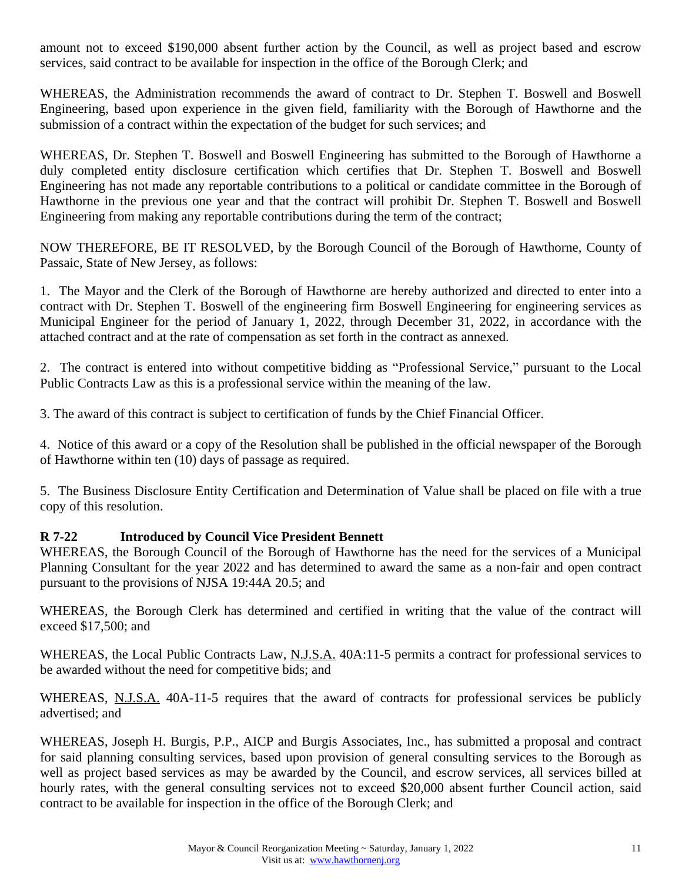amount not to exceed $190,000 absent further action by the Council, as well as project based and escrow services, said contract to be available for inspection in the office of the Borough Clerk; and

WHEREAS, the Administration recommends the award of contract to Dr. Stephen T. Boswell and Boswell Engineering, based upon experience in the given field, familiarity with the Borough of Hawthorne and the submission of a contract within the expectation of the budget for such services; and

WHEREAS, Dr. Stephen T. Boswell and Boswell Engineering has submitted to the Borough of Hawthorne a duly completed entity disclosure certification which certifies that Dr. Stephen T. Boswell and Boswell Engineering has not made any reportable contributions to a political or candidate committee in the Borough of Hawthorne in the previous one year and that the contract will prohibit Dr. Stephen T. Boswell and Boswell Engineering from making any reportable contributions during the term of the contract;

NOW THEREFORE, BE IT RESOLVED, by the Borough Council of the Borough of Hawthorne, County of Passaic, State of New Jersey, as follows:

1. The Mayor and the Clerk of the Borough of Hawthorne are hereby authorized and directed to enter into a contract with Dr. Stephen T. Boswell of the engineering firm Boswell Engineering for engineering services as Municipal Engineer for the period of January 1, 2022, through December 31, 2022, in accordance with the attached contract and at the rate of compensation as set forth in the contract as annexed.

2. The contract is entered into without competitive bidding as "Professional Service," pursuant to the Local Public Contracts Law as this is a professional service within the meaning of the law.

3. The award of this contract is subject to certification of funds by the Chief Financial Officer.

4. Notice of this award or a copy of the Resolution shall be published in the official newspaper of the Borough of Hawthorne within ten (10) days of passage as required.

5. The Business Disclosure Entity Certification and Determination of Value shall be placed on file with a true copy of this resolution.

**R 7-22 Introduced by Council Vice President Bennett**

WHEREAS, the Borough Council of the Borough of Hawthorne has the need for the services of a Municipal Planning Consultant for the year 2022 and has determined to award the same as a non-fair and open contract pursuant to the provisions of NJSA 19:44A 20.5; and

WHEREAS, the Borough Clerk has determined and certified in writing that the value of the contract will exceed $17,500; and

WHEREAS, the Local Public Contracts Law, N.J.S.A. 40A:11-5 permits a contract for professional services to be awarded without the need for competitive bids; and

WHEREAS, N.J.S.A. 40A-11-5 requires that the award of contracts for professional services be publicly advertised; and

WHEREAS, Joseph H. Burgis, P.P., AICP and Burgis Associates, Inc., has submitted a proposal and contract for said planning consulting services, based upon provision of general consulting services to the Borough as well as project based services as may be awarded by the Council, and escrow services, all services billed at hourly rates, with the general consulting services not to exceed $20,000 absent further Council action, said contract to be available for inspection in the office of the Borough Clerk; and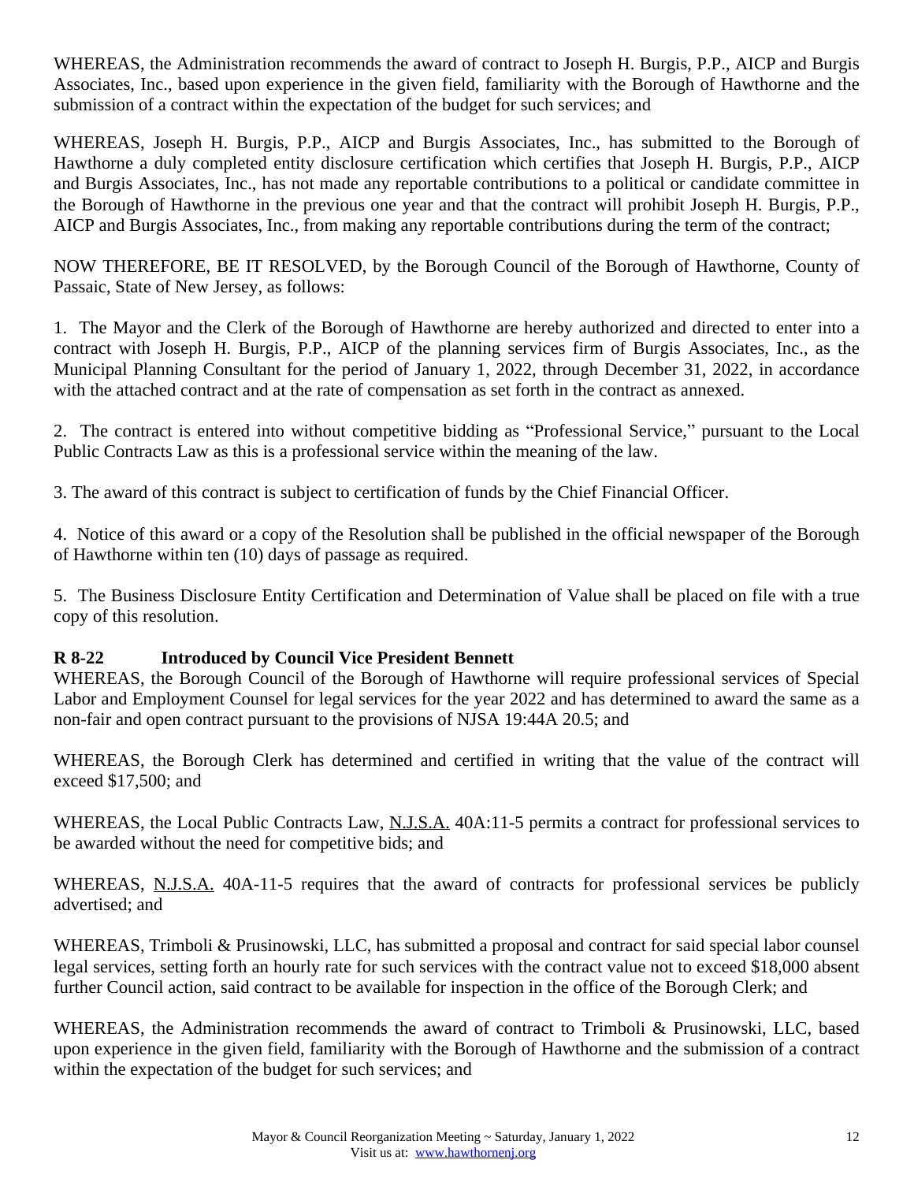WHEREAS, the Administration recommends the award of contract to Joseph H. Burgis, P.P., AICP and Burgis Associates, Inc., based upon experience in the given field, familiarity with the Borough of Hawthorne and the submission of a contract within the expectation of the budget for such services; and

WHEREAS, Joseph H. Burgis, P.P., AICP and Burgis Associates, Inc., has submitted to the Borough of Hawthorne a duly completed entity disclosure certification which certifies that Joseph H. Burgis, P.P., AICP and Burgis Associates, Inc., has not made any reportable contributions to a political or candidate committee in the Borough of Hawthorne in the previous one year and that the contract will prohibit Joseph H. Burgis, P.P., AICP and Burgis Associates, Inc., from making any reportable contributions during the term of the contract;

NOW THEREFORE, BE IT RESOLVED, by the Borough Council of the Borough of Hawthorne, County of Passaic, State of New Jersey, as follows:

1. The Mayor and the Clerk of the Borough of Hawthorne are hereby authorized and directed to enter into a contract with Joseph H. Burgis, P.P., AICP of the planning services firm of Burgis Associates, Inc., as the Municipal Planning Consultant for the period of January 1, 2022, through December 31, 2022, in accordance with the attached contract and at the rate of compensation as set forth in the contract as annexed.

2. The contract is entered into without competitive bidding as "Professional Service," pursuant to the Local Public Contracts Law as this is a professional service within the meaning of the law.

3. The award of this contract is subject to certification of funds by the Chief Financial Officer.

4. Notice of this award or a copy of the Resolution shall be published in the official newspaper of the Borough of Hawthorne within ten (10) days of passage as required.

5. The Business Disclosure Entity Certification and Determination of Value shall be placed on file with a true copy of this resolution.

**R 8-22 Introduced by Council Vice President Bennett**

WHEREAS, the Borough Council of the Borough of Hawthorne will require professional services of Special Labor and Employment Counsel for legal services for the year 2022 and has determined to award the same as a non-fair and open contract pursuant to the provisions of NJSA 19:44A 20.5; and

WHEREAS, the Borough Clerk has determined and certified in writing that the value of the contract will exceed $17,500; and

WHEREAS, the Local Public Contracts Law, N.J.S.A. 40A:11-5 permits a contract for professional services to be awarded without the need for competitive bids; and

WHEREAS, N.J.S.A. 40A-11-5 requires that the award of contracts for professional services be publicly advertised; and

WHEREAS, Trimboli & Prusinowski, LLC, has submitted a proposal and contract for said special labor counsel legal services, setting forth an hourly rate for such services with the contract value not to exceed $18,000 absent further Council action, said contract to be available for inspection in the office of the Borough Clerk; and

WHEREAS, the Administration recommends the award of contract to Trimboli & Prusinowski, LLC, based upon experience in the given field, familiarity with the Borough of Hawthorne and the submission of a contract within the expectation of the budget for such services; and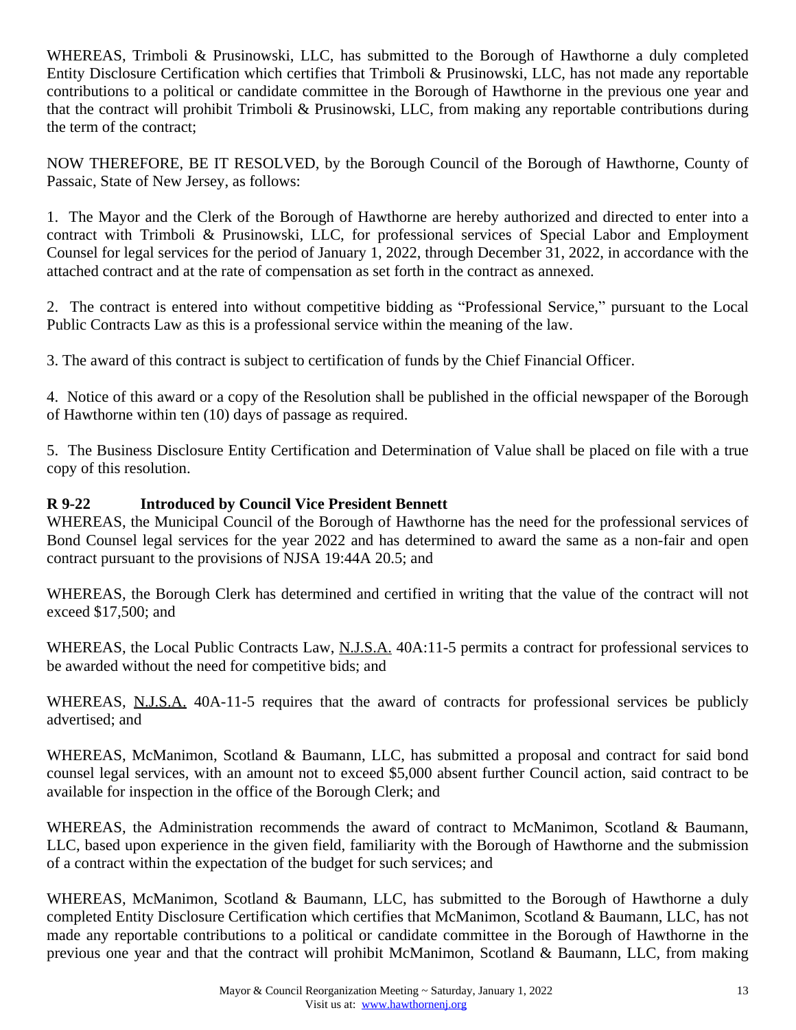WHEREAS, Trimboli & Prusinowski, LLC, has submitted to the Borough of Hawthorne a duly completed Entity Disclosure Certification which certifies that Trimboli & Prusinowski, LLC, has not made any reportable contributions to a political or candidate committee in the Borough of Hawthorne in the previous one year and that the contract will prohibit Trimboli & Prusinowski, LLC, from making any reportable contributions during the term of the contract;

NOW THEREFORE, BE IT RESOLVED, by the Borough Council of the Borough of Hawthorne, County of Passaic, State of New Jersey, as follows:

1. The Mayor and the Clerk of the Borough of Hawthorne are hereby authorized and directed to enter into a contract with Trimboli & Prusinowski, LLC, for professional services of Special Labor and Employment Counsel for legal services for the period of January 1, 2022, through December 31, 2022, in accordance with the attached contract and at the rate of compensation as set forth in the contract as annexed.

2. The contract is entered into without competitive bidding as "Professional Service," pursuant to the Local Public Contracts Law as this is a professional service within the meaning of the law.

3. The award of this contract is subject to certification of funds by the Chief Financial Officer.

4. Notice of this award or a copy of the Resolution shall be published in the official newspaper of the Borough of Hawthorne within ten (10) days of passage as required.

5. The Business Disclosure Entity Certification and Determination of Value shall be placed on file with a true copy of this resolution.

**R 9-22 Introduced by Council Vice President Bennett**

WHEREAS, the Municipal Council of the Borough of Hawthorne has the need for the professional services of Bond Counsel legal services for the year 2022 and has determined to award the same as a non-fair and open contract pursuant to the provisions of NJSA 19:44A 20.5; and

WHEREAS, the Borough Clerk has determined and certified in writing that the value of the contract will not exceed $17,500; and

WHEREAS, the Local Public Contracts Law, N.J.S.A. 40A:11-5 permits a contract for professional services to be awarded without the need for competitive bids; and

WHEREAS, N.J.S.A. 40A-11-5 requires that the award of contracts for professional services be publicly advertised; and

WHEREAS, McManimon, Scotland & Baumann, LLC, has submitted a proposal and contract for said bond counsel legal services, with an amount not to exceed $5,000 absent further Council action, said contract to be available for inspection in the office of the Borough Clerk; and

WHEREAS, the Administration recommends the award of contract to McManimon, Scotland & Baumann, LLC, based upon experience in the given field, familiarity with the Borough of Hawthorne and the submission of a contract within the expectation of the budget for such services; and

WHEREAS, McManimon, Scotland & Baumann, LLC, has submitted to the Borough of Hawthorne a duly completed Entity Disclosure Certification which certifies that McManimon, Scotland & Baumann, LLC, has not made any reportable contributions to a political or candidate committee in the Borough of Hawthorne in the previous one year and that the contract will prohibit McManimon, Scotland & Baumann, LLC, from making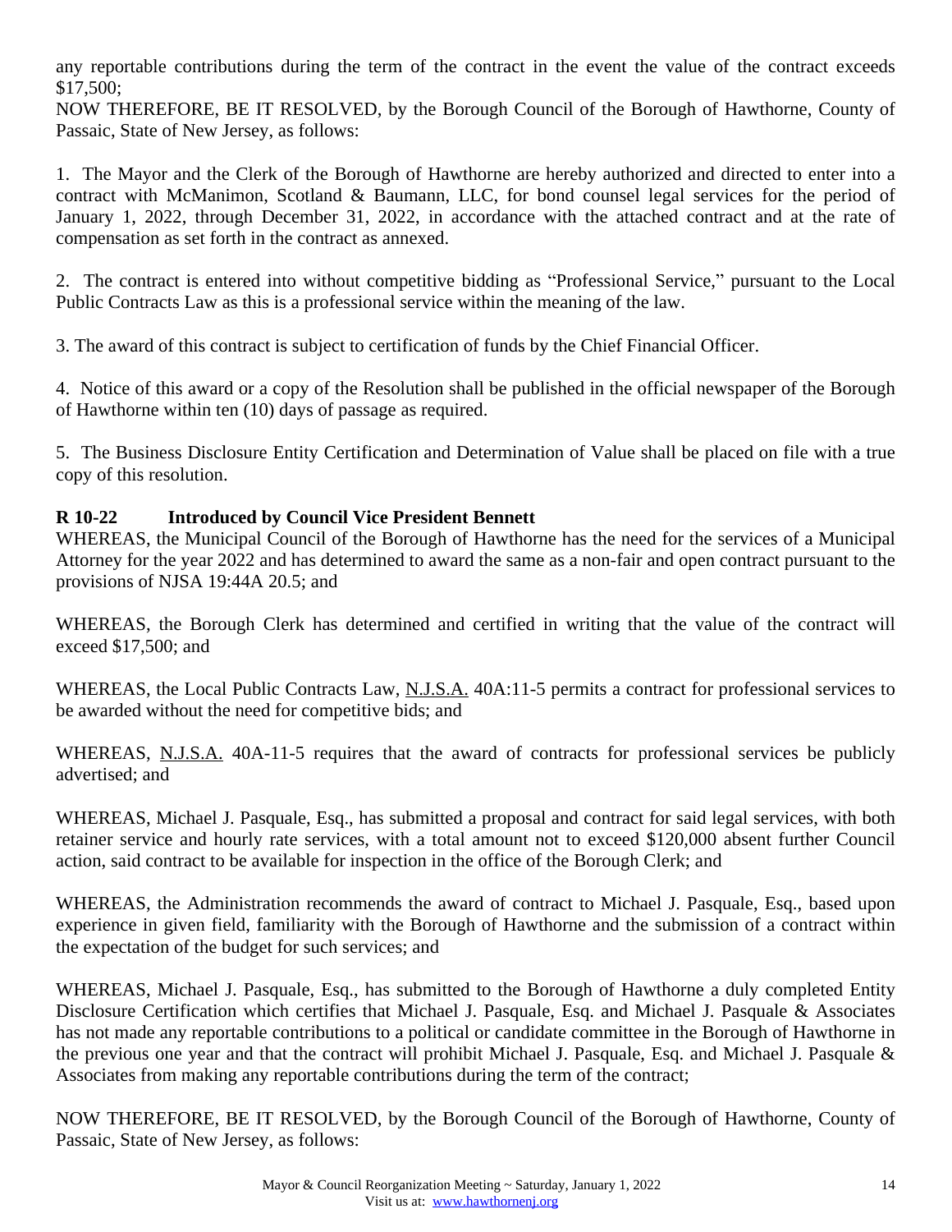any reportable contributions during the term of the contract in the event the value of the contract exceeds $17,500;

NOW THEREFORE, BE IT RESOLVED, by the Borough Council of the Borough of Hawthorne, County of Passaic, State of New Jersey, as follows:

1. The Mayor and the Clerk of the Borough of Hawthorne are hereby authorized and directed to enter into a contract with McManimon, Scotland & Baumann, LLC, for bond counsel legal services for the period of January 1, 2022, through December 31, 2022, in accordance with the attached contract and at the rate of compensation as set forth in the contract as annexed.

2. The contract is entered into without competitive bidding as "Professional Service," pursuant to the Local Public Contracts Law as this is a professional service within the meaning of the law.

3. The award of this contract is subject to certification of funds by the Chief Financial Officer.

4. Notice of this award or a copy of the Resolution shall be published in the official newspaper of the Borough of Hawthorne within ten (10) days of passage as required.

5. The Business Disclosure Entity Certification and Determination of Value shall be placed on file with a true copy of this resolution.

**R 10-22 Introduced by Council Vice President Bennett**

WHEREAS, the Municipal Council of the Borough of Hawthorne has the need for the services of a Municipal Attorney for the year 2022 and has determined to award the same as a non-fair and open contract pursuant to the provisions of NJSA 19:44A 20.5; and

WHEREAS, the Borough Clerk has determined and certified in writing that the value of the contract will exceed $17,500; and

WHEREAS, the Local Public Contracts Law, N.J.S.A. 40A:11-5 permits a contract for professional services to be awarded without the need for competitive bids; and

WHEREAS, N.J.S.A. 40A-11-5 requires that the award of contracts for professional services be publicly advertised; and

WHEREAS, Michael J. Pasquale, Esq., has submitted a proposal and contract for said legal services, with both retainer service and hourly rate services, with a total amount not to exceed $120,000 absent further Council action, said contract to be available for inspection in the office of the Borough Clerk; and

WHEREAS, the Administration recommends the award of contract to Michael J. Pasquale, Esq., based upon experience in given field, familiarity with the Borough of Hawthorne and the submission of a contract within the expectation of the budget for such services; and

WHEREAS, Michael J. Pasquale, Esq., has submitted to the Borough of Hawthorne a duly completed Entity Disclosure Certification which certifies that Michael J. Pasquale, Esq. and Michael J. Pasquale & Associates has not made any reportable contributions to a political or candidate committee in the Borough of Hawthorne in the previous one year and that the contract will prohibit Michael J. Pasquale, Esq. and Michael J. Pasquale & Associates from making any reportable contributions during the term of the contract;

NOW THEREFORE, BE IT RESOLVED, by the Borough Council of the Borough of Hawthorne, County of Passaic, State of New Jersey, as follows: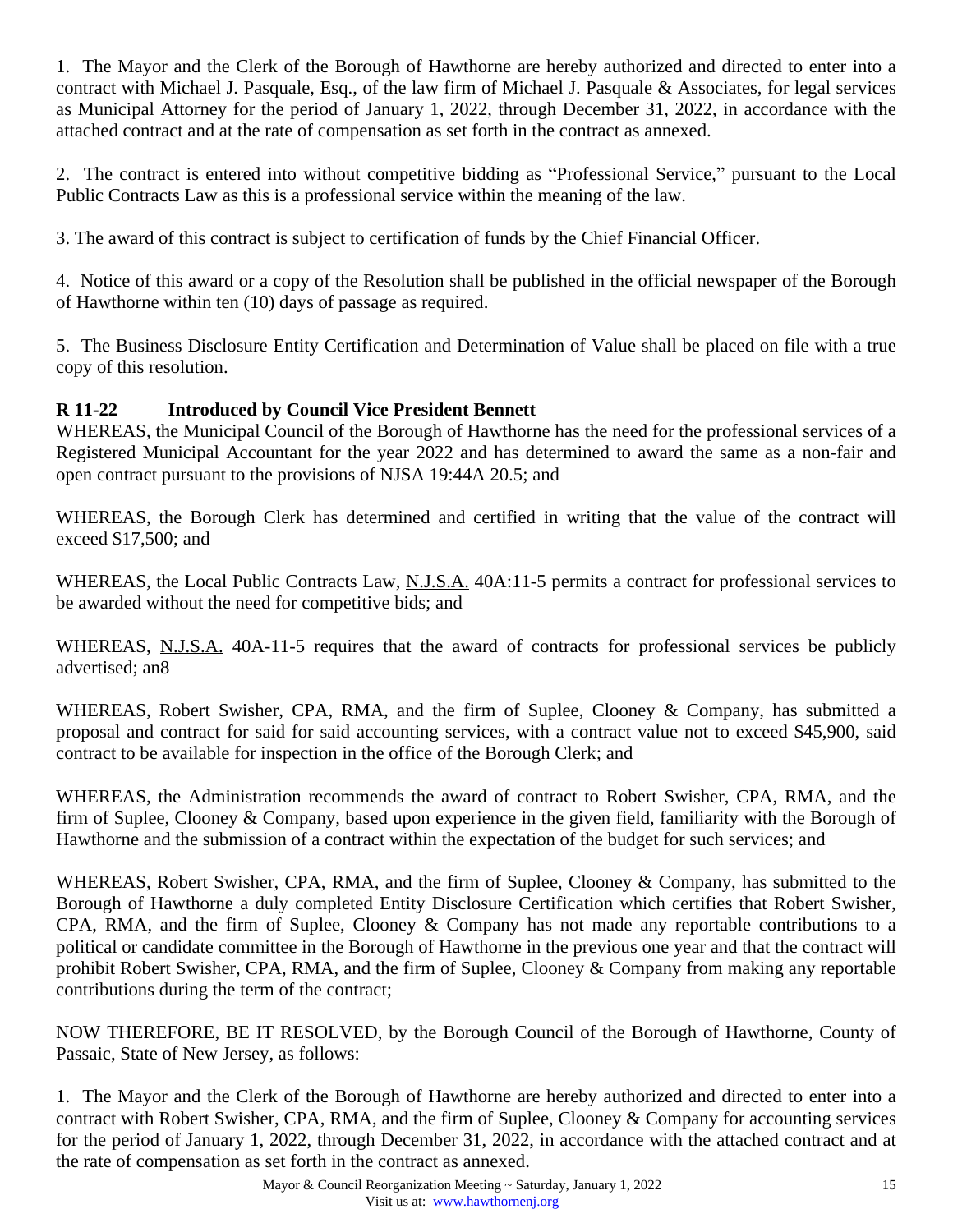1. The Mayor and the Clerk of the Borough of Hawthorne are hereby authorized and directed to enter into a contract with Michael J. Pasquale, Esq., of the law firm of Michael J. Pasquale & Associates, for legal services as Municipal Attorney for the period of January 1, 2022, through December 31, 2022, in accordance with the attached contract and at the rate of compensation as set forth in the contract as annexed.

2. The contract is entered into without competitive bidding as "Professional Service," pursuant to the Local Public Contracts Law as this is a professional service within the meaning of the law.

3. The award of this contract is subject to certification of funds by the Chief Financial Officer.

4. Notice of this award or a copy of the Resolution shall be published in the official newspaper of the Borough of Hawthorne within ten (10) days of passage as required.

5. The Business Disclosure Entity Certification and Determination of Value shall be placed on file with a true copy of this resolution.

**R 11-22 Introduced by Council Vice President Bennett**

WHEREAS, the Municipal Council of the Borough of Hawthorne has the need for the professional services of a Registered Municipal Accountant for the year 2022 and has determined to award the same as a non-fair and open contract pursuant to the provisions of NJSA 19:44A 20.5; and

WHEREAS, the Borough Clerk has determined and certified in writing that the value of the contract will exceed $17,500; and

WHEREAS, the Local Public Contracts Law, N.J.S.A. 40A:11-5 permits a contract for professional services to be awarded without the need for competitive bids; and

WHEREAS, N.J.S.A. 40A-11-5 requires that the award of contracts for professional services be publicly advertised; an8

WHEREAS, Robert Swisher, CPA, RMA, and the firm of Suplee, Clooney & Company, has submitted a proposal and contract for said for said accounting services, with a contract value not to exceed $45,900, said contract to be available for inspection in the office of the Borough Clerk; and

WHEREAS, the Administration recommends the award of contract to Robert Swisher, CPA, RMA, and the firm of Suplee, Clooney & Company, based upon experience in the given field, familiarity with the Borough of Hawthorne and the submission of a contract within the expectation of the budget for such services; and

WHEREAS, Robert Swisher, CPA, RMA, and the firm of Suplee, Clooney & Company, has submitted to the Borough of Hawthorne a duly completed Entity Disclosure Certification which certifies that Robert Swisher, CPA, RMA, and the firm of Suplee, Clooney & Company has not made any reportable contributions to a political or candidate committee in the Borough of Hawthorne in the previous one year and that the contract will prohibit Robert Swisher, CPA, RMA, and the firm of Suplee, Clooney & Company from making any reportable contributions during the term of the contract;

NOW THEREFORE, BE IT RESOLVED, by the Borough Council of the Borough of Hawthorne, County of Passaic, State of New Jersey, as follows:

1. The Mayor and the Clerk of the Borough of Hawthorne are hereby authorized and directed to enter into a contract with Robert Swisher, CPA, RMA, and the firm of Suplee, Clooney & Company for accounting services for the period of January 1, 2022, through December 31, 2022, in accordance with the attached contract and at the rate of compensation as set forth in the contract as annexed.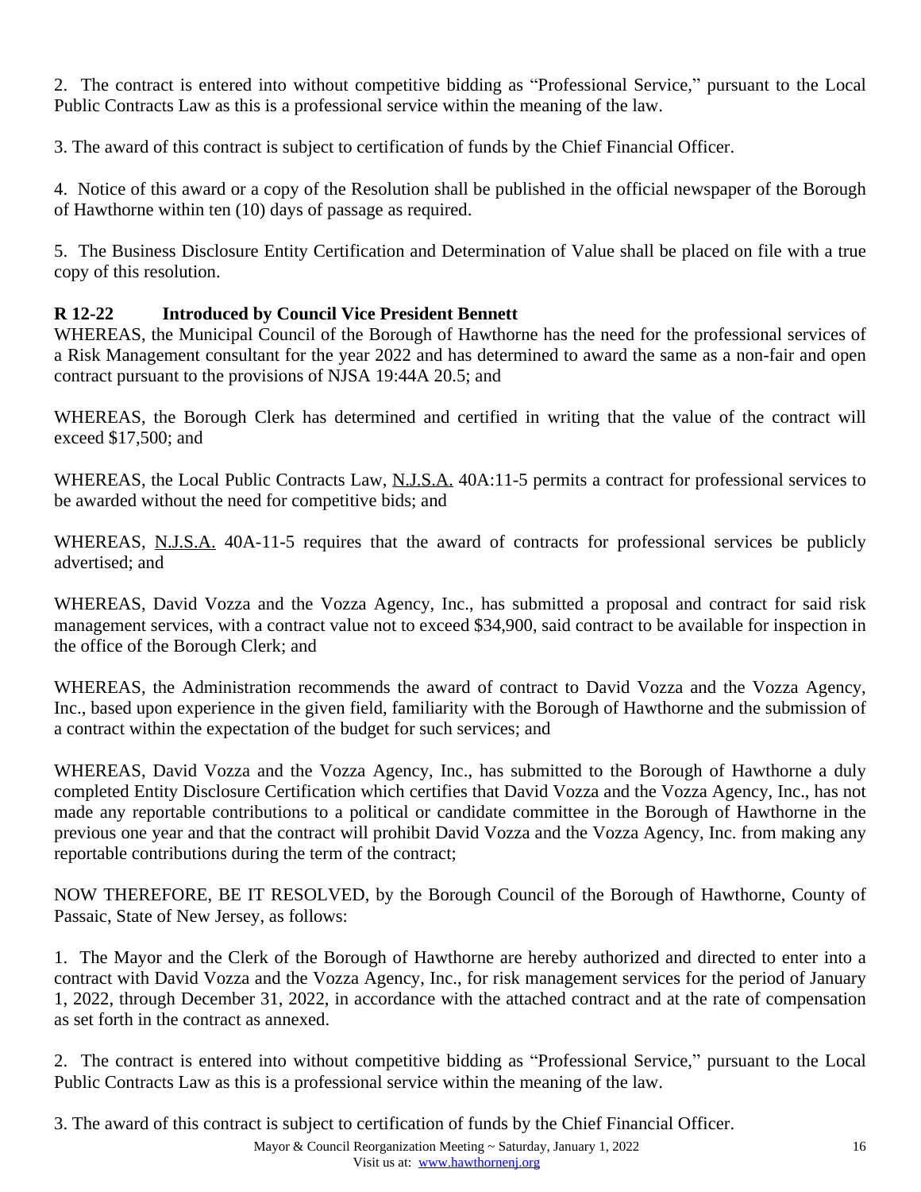2. The contract is entered into without competitive bidding as "Professional Service," pursuant to the Local Public Contracts Law as this is a professional service within the meaning of the law.

3. The award of this contract is subject to certification of funds by the Chief Financial Officer.

4. Notice of this award or a copy of the Resolution shall be published in the official newspaper of the Borough of Hawthorne within ten (10) days of passage as required.

5. The Business Disclosure Entity Certification and Determination of Value shall be placed on file with a true copy of this resolution.

**R 12-22 Introduced by Council Vice President Bennett**

WHEREAS, the Municipal Council of the Borough of Hawthorne has the need for the professional services of a Risk Management consultant for the year 2022 and has determined to award the same as a non-fair and open contract pursuant to the provisions of NJSA 19:44A 20.5; and

WHEREAS, the Borough Clerk has determined and certified in writing that the value of the contract will exceed $17,500; and

WHEREAS, the Local Public Contracts Law, N.J.S.A. 40A:11-5 permits a contract for professional services to be awarded without the need for competitive bids; and

WHEREAS, N.J.S.A. 40A-11-5 requires that the award of contracts for professional services be publicly advertised; and

WHEREAS, David Vozza and the Vozza Agency, Inc., has submitted a proposal and contract for said risk management services, with a contract value not to exceed $34,900, said contract to be available for inspection in the office of the Borough Clerk; and

WHEREAS, the Administration recommends the award of contract to David Vozza and the Vozza Agency, Inc., based upon experience in the given field, familiarity with the Borough of Hawthorne and the submission of a contract within the expectation of the budget for such services; and

WHEREAS, David Vozza and the Vozza Agency, Inc., has submitted to the Borough of Hawthorne a duly completed Entity Disclosure Certification which certifies that David Vozza and the Vozza Agency, Inc., has not made any reportable contributions to a political or candidate committee in the Borough of Hawthorne in the previous one year and that the contract will prohibit David Vozza and the Vozza Agency, Inc. from making any reportable contributions during the term of the contract;

NOW THEREFORE, BE IT RESOLVED, by the Borough Council of the Borough of Hawthorne, County of Passaic, State of New Jersey, as follows:

1. The Mayor and the Clerk of the Borough of Hawthorne are hereby authorized and directed to enter into a contract with David Vozza and the Vozza Agency, Inc., for risk management services for the period of January 1, 2022, through December 31, 2022, in accordance with the attached contract and at the rate of compensation as set forth in the contract as annexed.

2. The contract is entered into without competitive bidding as "Professional Service," pursuant to the Local Public Contracts Law as this is a professional service within the meaning of the law.

3. The award of this contract is subject to certification of funds by the Chief Financial Officer.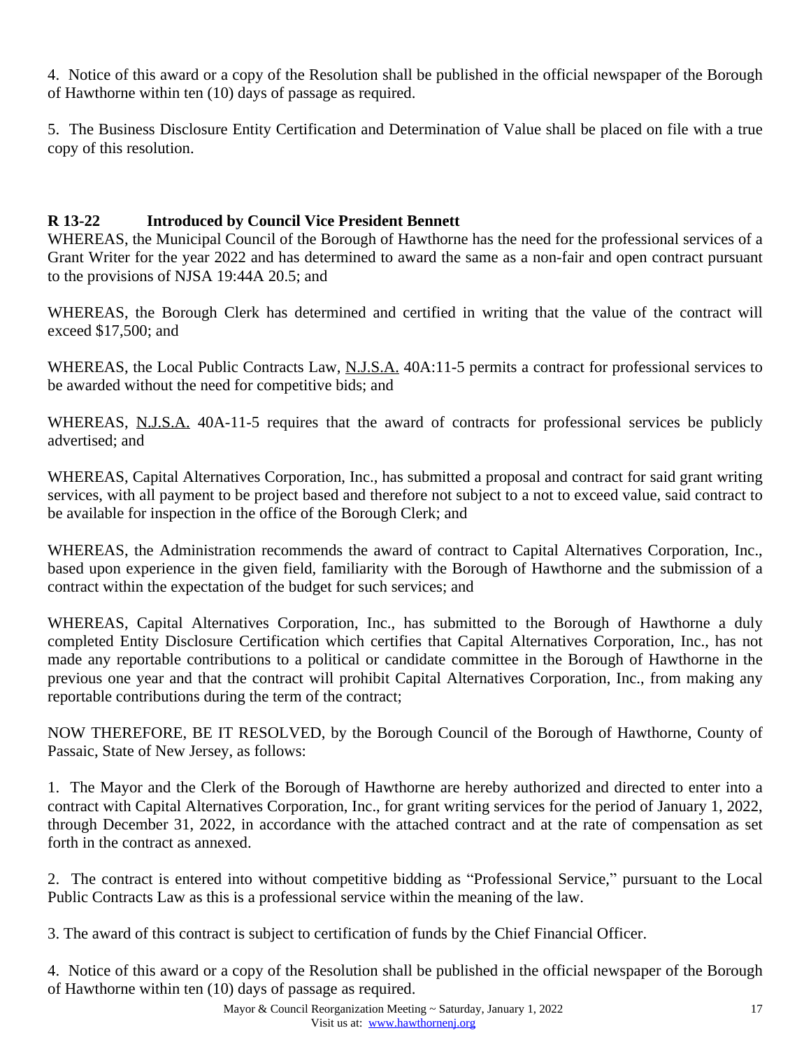4. Notice of this award or a copy of the Resolution shall be published in the official newspaper of the Borough of Hawthorne within ten (10) days of passage as required.

5. The Business Disclosure Entity Certification and Determination of Value shall be placed on file with a true copy of this resolution.

**R 13-22 Introduced by Council Vice President Bennett**

WHEREAS, the Municipal Council of the Borough of Hawthorne has the need for the professional services of a Grant Writer for the year 2022 and has determined to award the same as a non-fair and open contract pursuant to the provisions of NJSA 19:44A 20.5; and

WHEREAS, the Borough Clerk has determined and certified in writing that the value of the contract will exceed $17,500; and

WHEREAS, the Local Public Contracts Law, N.J.S.A. 40A:11-5 permits a contract for professional services to be awarded without the need for competitive bids; and

WHEREAS, N.J.S.A. 40A-11-5 requires that the award of contracts for professional services be publicly advertised; and

WHEREAS, Capital Alternatives Corporation, Inc., has submitted a proposal and contract for said grant writing services, with all payment to be project based and therefore not subject to a not to exceed value, said contract to be available for inspection in the office of the Borough Clerk; and

WHEREAS, the Administration recommends the award of contract to Capital Alternatives Corporation, Inc., based upon experience in the given field, familiarity with the Borough of Hawthorne and the submission of a contract within the expectation of the budget for such services; and

WHEREAS, Capital Alternatives Corporation, Inc., has submitted to the Borough of Hawthorne a duly completed Entity Disclosure Certification which certifies that Capital Alternatives Corporation, Inc., has not made any reportable contributions to a political or candidate committee in the Borough of Hawthorne in the previous one year and that the contract will prohibit Capital Alternatives Corporation, Inc., from making any reportable contributions during the term of the contract;

NOW THEREFORE, BE IT RESOLVED, by the Borough Council of the Borough of Hawthorne, County of Passaic, State of New Jersey, as follows:

1. The Mayor and the Clerk of the Borough of Hawthorne are hereby authorized and directed to enter into a contract with Capital Alternatives Corporation, Inc., for grant writing services for the period of January 1, 2022, through December 31, 2022, in accordance with the attached contract and at the rate of compensation as set forth in the contract as annexed.

2. The contract is entered into without competitive bidding as "Professional Service," pursuant to the Local Public Contracts Law as this is a professional service within the meaning of the law.

3. The award of this contract is subject to certification of funds by the Chief Financial Officer.

4. Notice of this award or a copy of the Resolution shall be published in the official newspaper of the Borough of Hawthorne within ten (10) days of passage as required.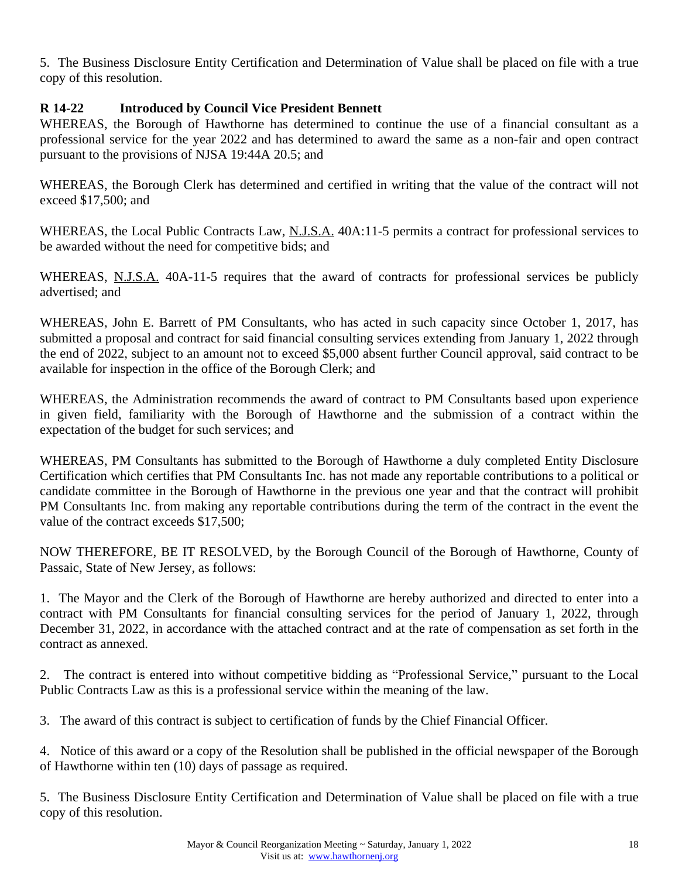5. The Business Disclosure Entity Certification and Determination of Value shall be placed on file with a true copy of this resolution.

**R 14-22 Introduced by Council Vice President Bennett**

WHEREAS, the Borough of Hawthorne has determined to continue the use of a financial consultant as a professional service for the year 2022 and has determined to award the same as a non-fair and open contract pursuant to the provisions of NJSA 19:44A 20.5; and

WHEREAS, the Borough Clerk has determined and certified in writing that the value of the contract will not exceed $17,500; and

WHEREAS, the Local Public Contracts Law, N.J.S.A. 40A:11-5 permits a contract for professional services to be awarded without the need for competitive bids; and

WHEREAS, N.J.S.A. 40A-11-5 requires that the award of contracts for professional services be publicly advertised; and

WHEREAS, John E. Barrett of PM Consultants, who has acted in such capacity since October 1, 2017, has submitted a proposal and contract for said financial consulting services extending from January 1, 2022 through the end of 2022, subject to an amount not to exceed $5,000 absent further Council approval, said contract to be available for inspection in the office of the Borough Clerk; and

WHEREAS, the Administration recommends the award of contract to PM Consultants based upon experience in given field, familiarity with the Borough of Hawthorne and the submission of a contract within the expectation of the budget for such services; and

WHEREAS, PM Consultants has submitted to the Borough of Hawthorne a duly completed Entity Disclosure Certification which certifies that PM Consultants Inc. has not made any reportable contributions to a political or candidate committee in the Borough of Hawthorne in the previous one year and that the contract will prohibit PM Consultants Inc. from making any reportable contributions during the term of the contract in the event the value of the contract exceeds $17,500;

NOW THEREFORE, BE IT RESOLVED, by the Borough Council of the Borough of Hawthorne, County of Passaic, State of New Jersey, as follows:

1. The Mayor and the Clerk of the Borough of Hawthorne are hereby authorized and directed to enter into a contract with PM Consultants for financial consulting services for the period of January 1, 2022, through December 31, 2022, in accordance with the attached contract and at the rate of compensation as set forth in the contract as annexed.

2. The contract is entered into without competitive bidding as "Professional Service," pursuant to the Local Public Contracts Law as this is a professional service within the meaning of the law.

3. The award of this contract is subject to certification of funds by the Chief Financial Officer.

4. Notice of this award or a copy of the Resolution shall be published in the official newspaper of the Borough of Hawthorne within ten (10) days of passage as required.

5. The Business Disclosure Entity Certification and Determination of Value shall be placed on file with a true copy of this resolution.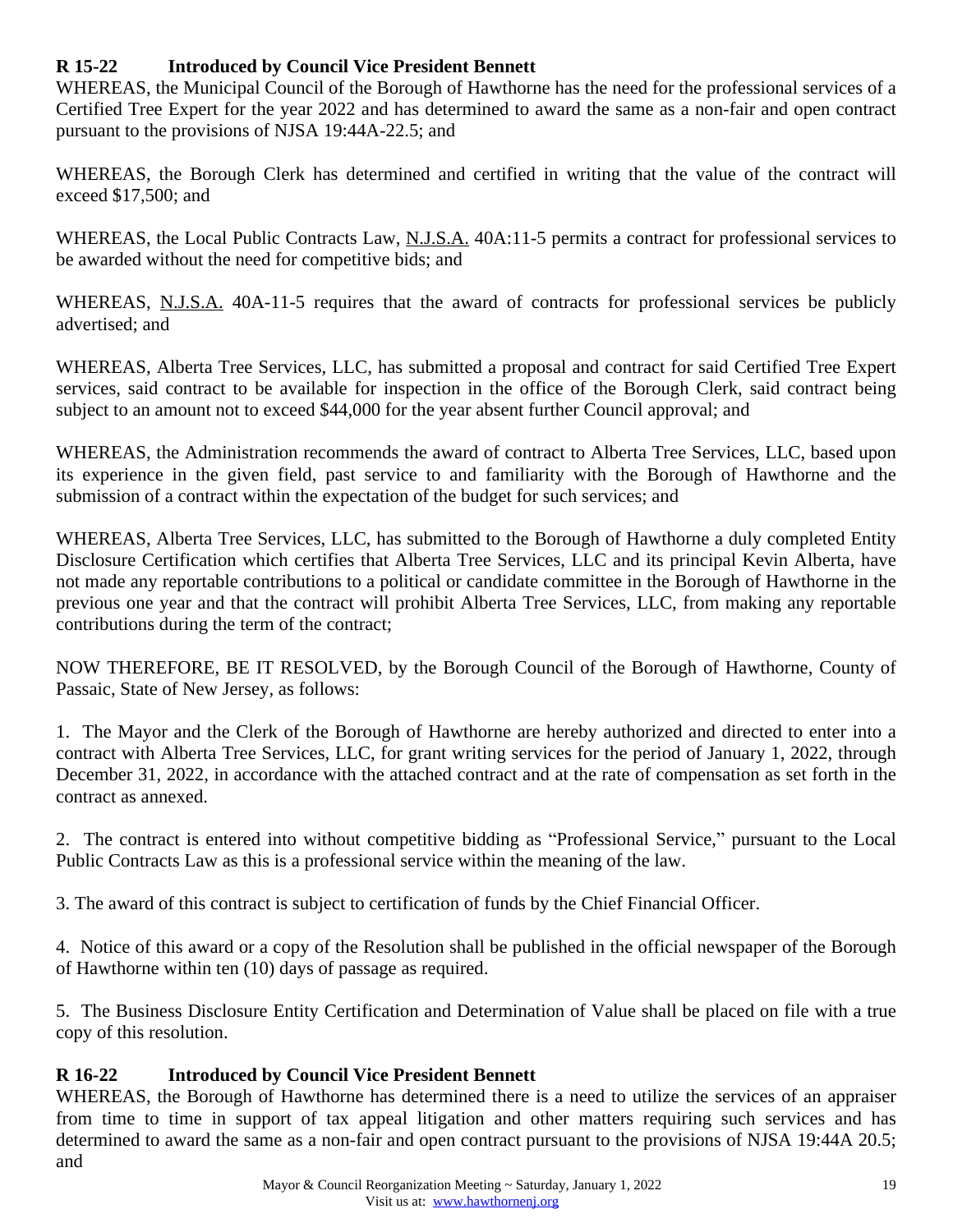**R 15-22 Introduced by Council Vice President Bennett**

WHEREAS, the Municipal Council of the Borough of Hawthorne has the need for the professional services of a Certified Tree Expert for the year 2022 and has determined to award the same as a non-fair and open contract pursuant to the provisions of NJSA 19:44A-22.5; and

WHEREAS, the Borough Clerk has determined and certified in writing that the value of the contract will exceed $17,500; and

WHEREAS, the Local Public Contracts Law, N.J.S.A. 40A:11-5 permits a contract for professional services to be awarded without the need for competitive bids; and

WHEREAS, N.J.S.A. 40A-11-5 requires that the award of contracts for professional services be publicly advertised; and

WHEREAS, Alberta Tree Services, LLC, has submitted a proposal and contract for said Certified Tree Expert services, said contract to be available for inspection in the office of the Borough Clerk, said contract being subject to an amount not to exceed $44,000 for the year absent further Council approval; and

WHEREAS, the Administration recommends the award of contract to Alberta Tree Services, LLC, based upon its experience in the given field, past service to and familiarity with the Borough of Hawthorne and the submission of a contract within the expectation of the budget for such services; and

WHEREAS, Alberta Tree Services, LLC, has submitted to the Borough of Hawthorne a duly completed Entity Disclosure Certification which certifies that Alberta Tree Services, LLC and its principal Kevin Alberta, have not made any reportable contributions to a political or candidate committee in the Borough of Hawthorne in the previous one year and that the contract will prohibit Alberta Tree Services, LLC, from making any reportable contributions during the term of the contract;

NOW THEREFORE, BE IT RESOLVED, by the Borough Council of the Borough of Hawthorne, County of Passaic, State of New Jersey, as follows:

1. The Mayor and the Clerk of the Borough of Hawthorne are hereby authorized and directed to enter into a contract with Alberta Tree Services, LLC, for grant writing services for the period of January 1, 2022, through December 31, 2022, in accordance with the attached contract and at the rate of compensation as set forth in the contract as annexed.

2. The contract is entered into without competitive bidding as "Professional Service," pursuant to the Local Public Contracts Law as this is a professional service within the meaning of the law.

3. The award of this contract is subject to certification of funds by the Chief Financial Officer.

4. Notice of this award or a copy of the Resolution shall be published in the official newspaper of the Borough of Hawthorne within ten (10) days of passage as required.

5. The Business Disclosure Entity Certification and Determination of Value shall be placed on file with a true copy of this resolution.

**R 16-22 Introduced by Council Vice President Bennett**

WHEREAS, the Borough of Hawthorne has determined there is a need to utilize the services of an appraiser from time to time in support of tax appeal litigation and other matters requiring such services and has determined to award the same as a non-fair and open contract pursuant to the provisions of NJSA 19:44A 20.5; and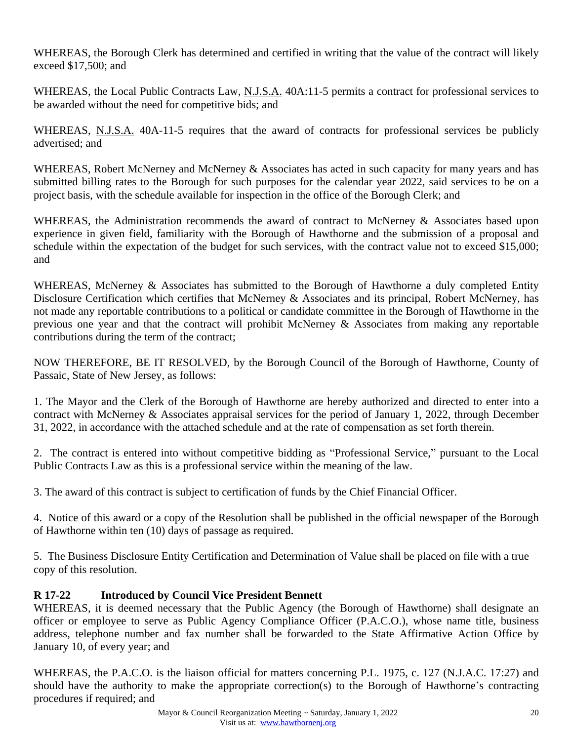WHEREAS, the Borough Clerk has determined and certified in writing that the value of the contract will likely exceed $17,500; and

WHEREAS, the Local Public Contracts Law, N.J.S.A. 40A:11-5 permits a contract for professional services to be awarded without the need for competitive bids; and

WHEREAS, N.J.S.A. 40A-11-5 requires that the award of contracts for professional services be publicly advertised; and

WHEREAS, Robert McNerney and McNerney & Associates has acted in such capacity for many years and has submitted billing rates to the Borough for such purposes for the calendar year 2022, said services to be on a project basis, with the schedule available for inspection in the office of the Borough Clerk; and

WHEREAS, the Administration recommends the award of contract to McNerney & Associates based upon experience in given field, familiarity with the Borough of Hawthorne and the submission of a proposal and schedule within the expectation of the budget for such services, with the contract value not to exceed $15,000; and

WHEREAS, McNerney & Associates has submitted to the Borough of Hawthorne a duly completed Entity Disclosure Certification which certifies that McNerney & Associates and its principal, Robert McNerney, has not made any reportable contributions to a political or candidate committee in the Borough of Hawthorne in the previous one year and that the contract will prohibit McNerney & Associates from making any reportable contributions during the term of the contract;

NOW THEREFORE, BE IT RESOLVED, by the Borough Council of the Borough of Hawthorne, County of Passaic, State of New Jersey, as follows:

1. The Mayor and the Clerk of the Borough of Hawthorne are hereby authorized and directed to enter into a contract with McNerney & Associates appraisal services for the period of January 1, 2022, through December 31, 2022, in accordance with the attached schedule and at the rate of compensation as set forth therein.

2. The contract is entered into without competitive bidding as "Professional Service," pursuant to the Local Public Contracts Law as this is a professional service within the meaning of the law.

3. The award of this contract is subject to certification of funds by the Chief Financial Officer.

4. Notice of this award or a copy of the Resolution shall be published in the official newspaper of the Borough of Hawthorne within ten (10) days of passage as required.

5. The Business Disclosure Entity Certification and Determination of Value shall be placed on file with a true copy of this resolution.

**R 17-22 Introduced by Council Vice President Bennett**

WHEREAS, it is deemed necessary that the Public Agency (the Borough of Hawthorne) shall designate an officer or employee to serve as Public Agency Compliance Officer (P.A.C.O.), whose name title, business address, telephone number and fax number shall be forwarded to the State Affirmative Action Office by January 10, of every year; and

WHEREAS, the P.A.C.O. is the liaison official for matters concerning P.L. 1975, c. 127 (N.J.A.C. 17:27) and should have the authority to make the appropriate correction(s) to the Borough of Hawthorne's contracting procedures if required; and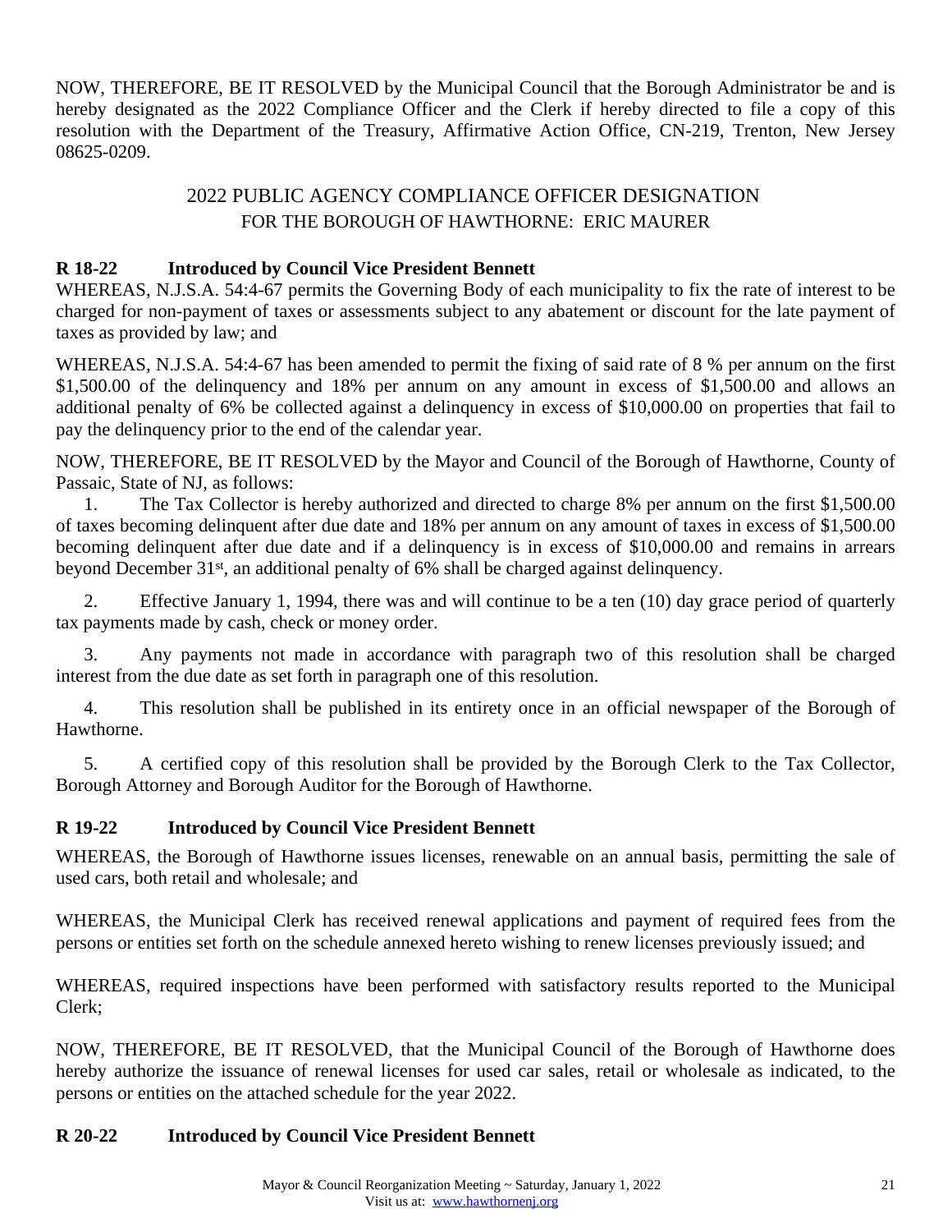NOW, THEREFORE, BE IT RESOLVED by the Municipal Council that the Borough Administrator be and is hereby designated as the 2022 Compliance Officer and the Clerk if hereby directed to file a copy of this resolution with the Department of the Treasury, Affirmative Action Office, CN-219, Trenton, New Jersey 08625-0209.

2022 PUBLIC AGENCY COMPLIANCE OFFICER DESIGNATION
FOR THE BOROUGH OF HAWTHORNE: ERIC MAURER

**R 18-22 Introduced by Council Vice President Bennett**

WHEREAS, N.J.S.A. 54:4-67 permits the Governing Body of each municipality to fix the rate of interest to be charged for non-payment of taxes or assessments subject to any abatement or discount for the late payment of taxes as provided by law; and

WHEREAS, N.J.S.A. 54:4-67 has been amended to permit the fixing of said rate of 8 % per annum on the first $1,500.00 of the delinquency and 18% per annum on any amount in excess of $1,500.00 and allows an additional penalty of 6% be collected against a delinquency in excess of $10,000.00 on properties that fail to pay the delinquency prior to the end of the calendar year.

NOW, THEREFORE, BE IT RESOLVED by the Mayor and Council of the Borough of Hawthorne, County of Passaic, State of NJ, as follows:

1. The Tax Collector is hereby authorized and directed to charge 8% per annum on the first $1,500.00 of taxes becoming delinquent after due date and 18% per annum on any amount of taxes in excess of $1,500.00 becoming delinquent after due date and if a delinquency is in excess of $10,000.00 and remains in arrears beyond December 31st, an additional penalty of 6% shall be charged against delinquency.

2. Effective January 1, 1994, there was and will continue to be a ten (10) day grace period of quarterly tax payments made by cash, check or money order.

3. Any payments not made in accordance with paragraph two of this resolution shall be charged interest from the due date as set forth in paragraph one of this resolution.

4. This resolution shall be published in its entirety once in an official newspaper of the Borough of Hawthorne.

5. A certified copy of this resolution shall be provided by the Borough Clerk to the Tax Collector, Borough Attorney and Borough Auditor for the Borough of Hawthorne.

**R 19-22 Introduced by Council Vice President Bennett**

WHEREAS, the Borough of Hawthorne issues licenses, renewable on an annual basis, permitting the sale of used cars, both retail and wholesale; and

WHEREAS, the Municipal Clerk has received renewal applications and payment of required fees from the persons or entities set forth on the schedule annexed hereto wishing to renew licenses previously issued; and

WHEREAS, required inspections have been performed with satisfactory results reported to the Municipal Clerk;

NOW, THEREFORE, BE IT RESOLVED, that the Municipal Council of the Borough of Hawthorne does hereby authorize the issuance of renewal licenses for used car sales, retail or wholesale as indicated, to the persons or entities on the attached schedule for the year 2022.

**R 20-22 Introduced by Council Vice President Bennett**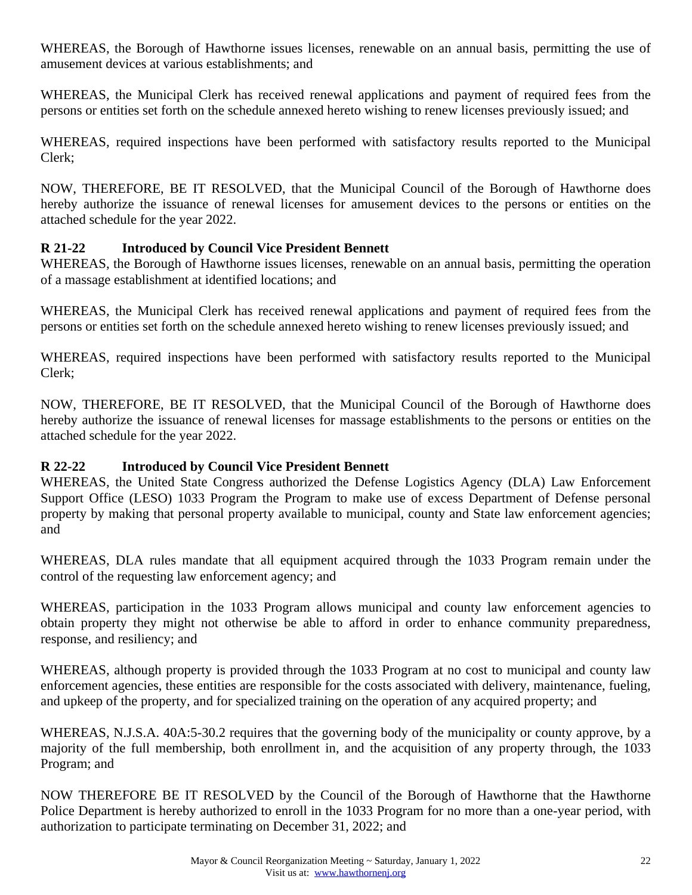WHEREAS, the Borough of Hawthorne issues licenses, renewable on an annual basis, permitting the use of amusement devices at various establishments; and

WHEREAS, the Municipal Clerk has received renewal applications and payment of required fees from the persons or entities set forth on the schedule annexed hereto wishing to renew licenses previously issued; and

WHEREAS, required inspections have been performed with satisfactory results reported to the Municipal Clerk;

NOW, THEREFORE, BE IT RESOLVED, that the Municipal Council of the Borough of Hawthorne does hereby authorize the issuance of renewal licenses for amusement devices to the persons or entities on the attached schedule for the year 2022.

**R 21-22 Introduced by Council Vice President Bennett**

WHEREAS, the Borough of Hawthorne issues licenses, renewable on an annual basis, permitting the operation of a massage establishment at identified locations; and

WHEREAS, the Municipal Clerk has received renewal applications and payment of required fees from the persons or entities set forth on the schedule annexed hereto wishing to renew licenses previously issued; and

WHEREAS, required inspections have been performed with satisfactory results reported to the Municipal Clerk;

NOW, THEREFORE, BE IT RESOLVED, that the Municipal Council of the Borough of Hawthorne does hereby authorize the issuance of renewal licenses for massage establishments to the persons or entities on the attached schedule for the year 2022.

**R 22-22 Introduced by Council Vice President Bennett**

WHEREAS, the United State Congress authorized the Defense Logistics Agency (DLA) Law Enforcement Support Office (LESO) 1033 Program the Program to make use of excess Department of Defense personal property by making that personal property available to municipal, county and State law enforcement agencies; and

WHEREAS, DLA rules mandate that all equipment acquired through the 1033 Program remain under the control of the requesting law enforcement agency; and

WHEREAS, participation in the 1033 Program allows municipal and county law enforcement agencies to obtain property they might not otherwise be able to afford in order to enhance community preparedness, response, and resiliency; and

WHEREAS, although property is provided through the 1033 Program at no cost to municipal and county law enforcement agencies, these entities are responsible for the costs associated with delivery, maintenance, fueling, and upkeep of the property, and for specialized training on the operation of any acquired property; and

WHEREAS, N.J.S.A. 40A:5-30.2 requires that the governing body of the municipality or county approve, by a majority of the full membership, both enrollment in, and the acquisition of any property through, the 1033 Program; and

NOW THEREFORE BE IT RESOLVED by the Council of the Borough of Hawthorne that the Hawthorne Police Department is hereby authorized to enroll in the 1033 Program for no more than a one-year period, with authorization to participate terminating on December 31, 2022; and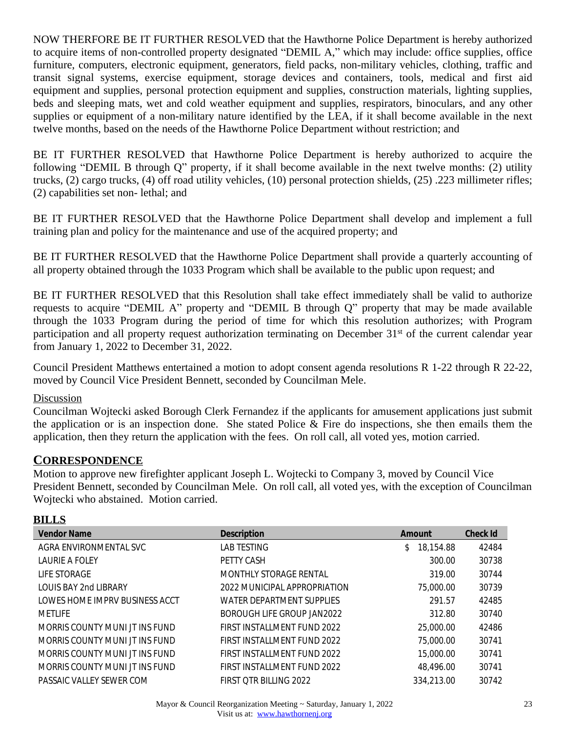NOW THERFORE BE IT FURTHER RESOLVED that the Hawthorne Police Department is hereby authorized to acquire items of non-controlled property designated "DEMIL A," which may include: office supplies, office furniture, computers, electronic equipment, generators, field packs, non-military vehicles, clothing, traffic and transit signal systems, exercise equipment, storage devices and containers, tools, medical and first aid equipment and supplies, personal protection equipment and supplies, construction materials, lighting supplies, beds and sleeping mats, wet and cold weather equipment and supplies, respirators, binoculars, and any other supplies or equipment of a non-military nature identified by the LEA, if it shall become available in the next twelve months, based on the needs of the Hawthorne Police Department without restriction; and

BE IT FURTHER RESOLVED that Hawthorne Police Department is hereby authorized to acquire the following "DEMIL B through Q" property, if it shall become available in the next twelve months: (2) utility trucks, (2) cargo trucks, (4) off road utility vehicles, (10) personal protection shields, (25) .223 millimeter rifles; (2) capabilities set non- lethal; and

BE IT FURTHER RESOLVED that the Hawthorne Police Department shall develop and implement a full training plan and policy for the maintenance and use of the acquired property; and

BE IT FURTHER RESOLVED that the Hawthorne Police Department shall provide a quarterly accounting of all property obtained through the 1033 Program which shall be available to the public upon request; and

BE IT FURTHER RESOLVED that this Resolution shall take effect immediately shall be valid to authorize requests to acquire "DEMIL A" property and "DEMIL B through Q" property that may be made available through the 1033 Program during the period of time for which this resolution authorizes; with Program participation and all property request authorization terminating on December 31st of the current calendar year from January 1, 2022 to December 31, 2022.

Council President Matthews entertained a motion to adopt consent agenda resolutions R 1-22 through R 22-22, moved by Council Vice President Bennett, seconded by Councilman Mele.

Discussion

Councilman Wojtecki asked Borough Clerk Fernandez if the applicants for amusement applications just submit the application or is an inspection done. She stated Police & Fire do inspections, she then emails them the application, then they return the application with the fees. On roll call, all voted yes, motion carried.

## CORRESPONDENCE

Motion to approve new firefighter applicant Joseph L. Wojtecki to Company 3, moved by Council Vice President Bennett, seconded by Councilman Mele. On roll call, all voted yes, with the exception of Councilman Wojtecki who abstained. Motion carried.

## BILLS

| Vendor Name | Description | Amount | Check Id |
|---|---|---|---|
| AGRA ENVIRONMENTAL SVC | LAB TESTING | $ 18,154.88 | 42484 |
| LAURIE A FOLEY | PETTY CASH | 300.00 | 30738 |
| LIFE STORAGE | MONTHLY STORAGE RENTAL | 319.00 | 30744 |
| LOUIS BAY 2nd LIBRARY | 2022 MUNICIPAL APPROPRIATION | 75,000.00 | 30739 |
| LOWES HOME IMPRV BUSINESS ACCT | WATER DEPARTMENT SUPPLIES | 291.57 | 42485 |
| METLIFE | BOROUGH LIFE GROUP JAN2022 | 312.80 | 30740 |
| MORRIS COUNTY MUNI JT INS FUND | FIRST INSTALLMENT FUND 2022 | 25,000.00 | 42486 |
| MORRIS COUNTY MUNI JT INS FUND | FIRST INSTALLMENT FUND 2022 | 75,000.00 | 30741 |
| MORRIS COUNTY MUNI JT INS FUND | FIRST INSTALLMENT FUND 2022 | 15,000.00 | 30741 |
| MORRIS COUNTY MUNI JT INS FUND | FIRST INSTALLMENT FUND 2022 | 48,496.00 | 30741 |
| PASSAIC VALLEY SEWER COM | FIRST QTR BILLING 2022 | 334,213.00 | 30742 |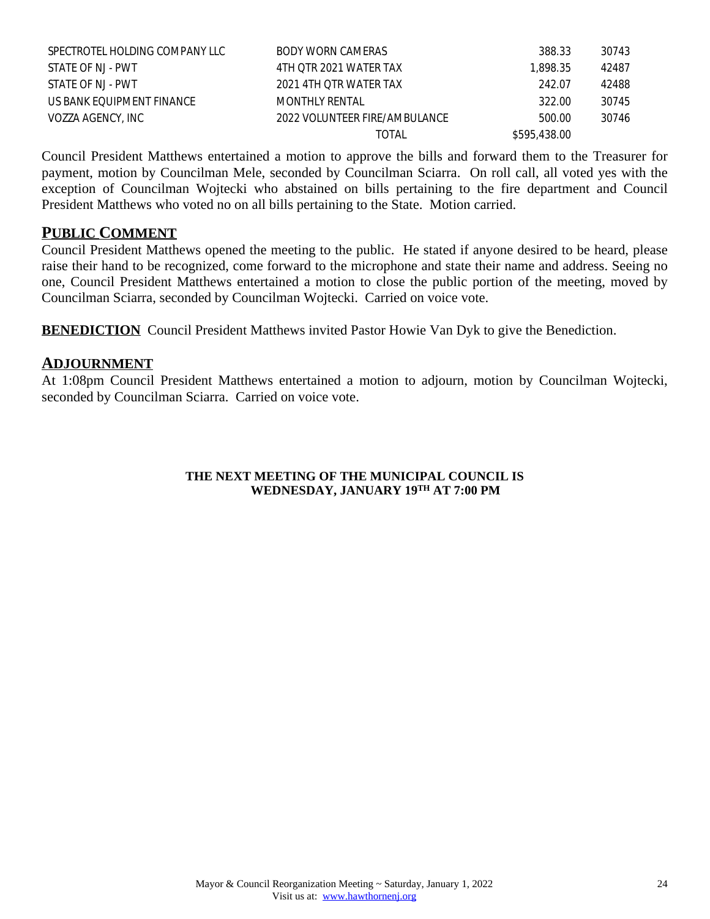| | | | |
|---|---|---|---|
| SPECTROTEL HOLDING COMPANY LLC | BODY WORN CAMERAS | 388.33 | 30743 |
| STATE OF NJ - PWT | 4TH QTR 2021 WATER TAX | 1,898.35 | 42487 |
| STATE OF NJ - PWT | 2021 4TH QTR WATER TAX | 242.07 | 42488 |
| US BANK EQUIPMENT FINANCE | MONTHLY RENTAL | 322.00 | 30745 |
| VOZZA AGENCY, INC | 2022 VOLUNTEER FIRE/AMBULANCE | 500.00 | 30746 |
| | TOTAL | $595,438.00 | |

Council President Matthews entertained a motion to approve the bills and forward them to the Treasurer for payment, motion by Councilman Mele, seconded by Councilman Sciarra. On roll call, all voted yes with the exception of Councilman Wojtecki who abstained on bills pertaining to the fire department and Council President Matthews who voted no on all bills pertaining to the State. Motion carried.

## PUBLIC COMMENT

Council President Matthews opened the meeting to the public. He stated if anyone desired to be heard, please raise their hand to be recognized, come forward to the microphone and state their name and address. Seeing no one, Council President Matthews entertained a motion to close the public portion of the meeting, moved by Councilman Sciarra, seconded by Councilman Wojtecki. Carried on voice vote.

**BENEDICTION** Council President Matthews invited Pastor Howie Van Dyk to give the Benediction.

## ADJOURNMENT

At 1:08pm Council President Matthews entertained a motion to adjourn, motion by Councilman Wojtecki, seconded by Councilman Sciarra. Carried on voice vote.

**THE NEXT MEETING OF THE MUNICIPAL COUNCIL IS WEDNESDAY, JANUARY 19TH AT 7:00 PM**